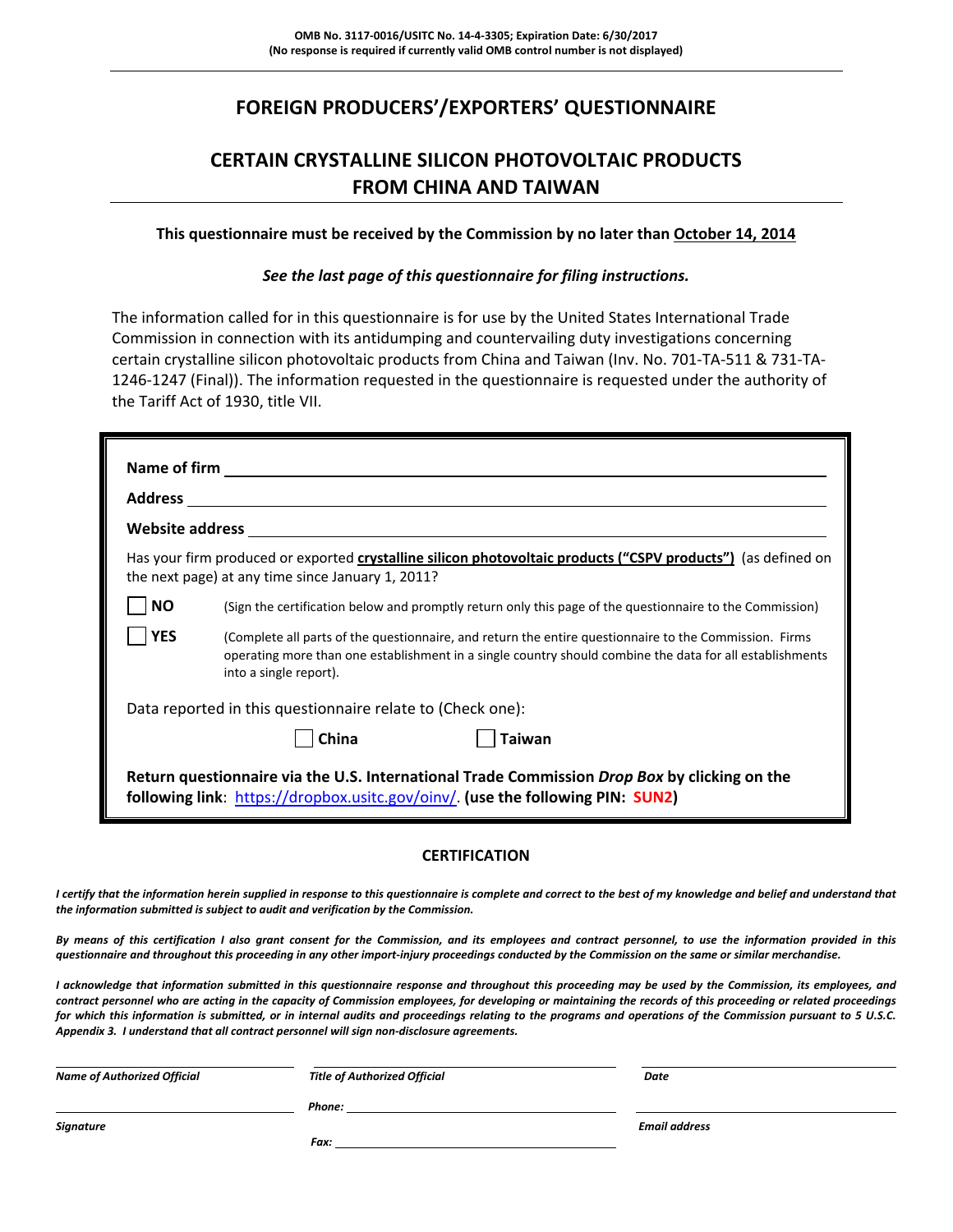**OMB No. 3117-0016/USITC No. 14-4-3305; Expiration Date: 6/30/2017**
**(No response is required if currently valid OMB control number is not displayed)**

# FOREIGN PRODUCERS'/EXPORTERS' QUESTIONNAIRE

## CERTAIN CRYSTALLINE SILICON PHOTOVOLTAIC PRODUCTS FROM CHINA AND TAIWAN

**This questionnaire must be received by the Commission by no later than October 14, 2014**

***See the last page of this questionnaire for filing instructions.***

The information called for in this questionnaire is for use by the United States International Trade Commission in connection with its antidumping and countervailing duty investigations concerning certain crystalline silicon photovoltaic products from China and Taiwan (Inv. No. 701-TA-511 & 731-TA-1246-1247 (Final)). The information requested in the questionnaire is requested under the authority of the Tariff Act of 1930, title VII.

**Name of firm** ______________________________

**Address** ______________________________

**Website address** ______________________________

Has your firm produced or exported **crystalline silicon photovoltaic products ("CSPV products")** (as defined on the next page) at any time since January 1, 2011?

☐ **NO** (Sign the certification below and promptly return only this page of the questionnaire to the Commission)

☐ **YES** (Complete all parts of the questionnaire, and return the entire questionnaire to the Commission. Firms operating more than one establishment in a single country should combine the data for all establishments into a single report).

Data reported in this questionnaire relate to (Check one):

☐ China ☐ Taiwan

**Return questionnaire via the U.S. International Trade Commission *Drop Box* by clicking on the following link**: https://dropbox.usitc.gov/oinv/. **(use the following PIN: SUN2)**

### CERTIFICATION

*I certify that the information herein supplied in response to this questionnaire is complete and correct to the best of my knowledge and belief and understand that the information submitted is subject to audit and verification by the Commission.*

*By means of this certification I also grant consent for the Commission, and its employees and contract personnel, to use the information provided in this questionnaire and throughout this proceeding in any other import-injury proceedings conducted by the Commission on the same or similar merchandise.*

*I acknowledge that information submitted in this questionnaire response and throughout this proceeding may be used by the Commission, its employees, and contract personnel who are acting in the capacity of Commission employees, for developing or maintaining the records of this proceeding or related proceedings for which this information is submitted, or in internal audits and proceedings relating to the programs and operations of the Commission pursuant to 5 U.S.C. Appendix 3. I understand that all contract personnel will sign non-disclosure agreements.*

| | | |
|---|---|---|
| ______________________ | ______________________ | ______________________ |
| ***Name of Authorized Official*** | ***Title of Authorized Official*** | ***Date*** |
| ______________________ | ***Phone:*** ______________________ | ______________________ |
| ***Signature*** | ***Fax:*** ______________________ | ***Email address*** |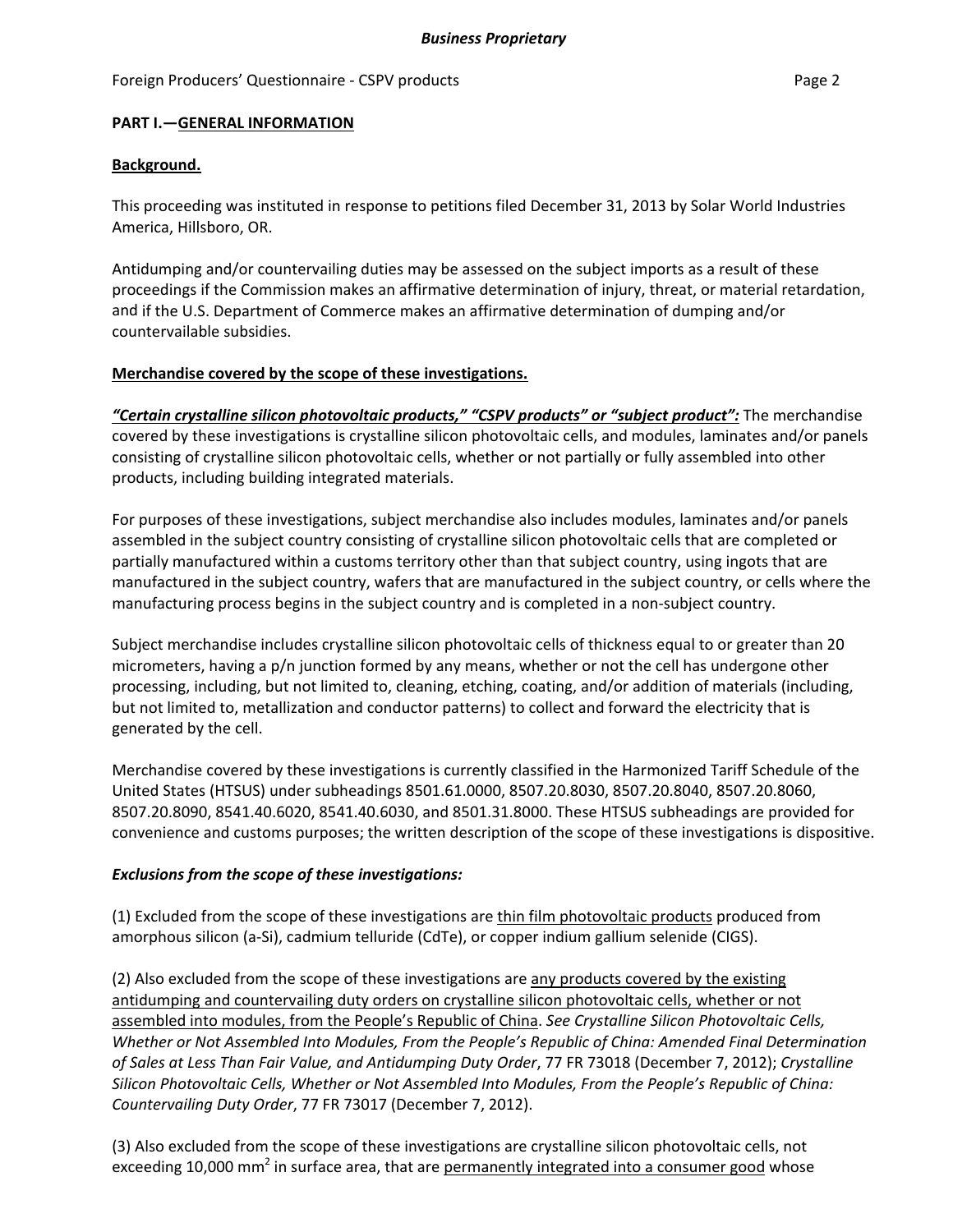## PART I.—GENERAL INFORMATION

### Background.

This proceeding was instituted in response to petitions filed December 31, 2013 by Solar World Industries America, Hillsboro, OR.

Antidumping and/or countervailing duties may be assessed on the subject imports as a result of these proceedings if the Commission makes an affirmative determination of injury, threat, or material retardation, and if the U.S. Department of Commerce makes an affirmative determination of dumping and/or countervailable subsidies.

### Merchandise covered by the scope of these investigations.

***"Certain crystalline silicon photovoltaic products," "CSPV products" or "subject product":*** The merchandise covered by these investigations is crystalline silicon photovoltaic cells, and modules, laminates and/or panels consisting of crystalline silicon photovoltaic cells, whether or not partially or fully assembled into other products, including building integrated materials.

For purposes of these investigations, subject merchandise also includes modules, laminates and/or panels assembled in the subject country consisting of crystalline silicon photovoltaic cells that are completed or partially manufactured within a customs territory other than that subject country, using ingots that are manufactured in the subject country, wafers that are manufactured in the subject country, or cells where the manufacturing process begins in the subject country and is completed in a non-subject country.

Subject merchandise includes crystalline silicon photovoltaic cells of thickness equal to or greater than 20 micrometers, having a p/n junction formed by any means, whether or not the cell has undergone other processing, including, but not limited to, cleaning, etching, coating, and/or addition of materials (including, but not limited to, metallization and conductor patterns) to collect and forward the electricity that is generated by the cell.

Merchandise covered by these investigations is currently classified in the Harmonized Tariff Schedule of the United States (HTSUS) under subheadings 8501.61.0000, 8507.20.8030, 8507.20.8040, 8507.20.8060, 8507.20.8090, 8541.40.6020, 8541.40.6030, and 8501.31.8000. These HTSUS subheadings are provided for convenience and customs purposes; the written description of the scope of these investigations is dispositive.

***Exclusions from the scope of these investigations:***

(1) Excluded from the scope of these investigations are thin film photovoltaic products produced from amorphous silicon (a-Si), cadmium telluride (CdTe), or copper indium gallium selenide (CIGS).

(2) Also excluded from the scope of these investigations are any products covered by the existing antidumping and countervailing duty orders on crystalline silicon photovoltaic cells, whether or not assembled into modules, from the People's Republic of China. *See Crystalline Silicon Photovoltaic Cells, Whether or Not Assembled Into Modules, From the People's Republic of China: Amended Final Determination of Sales at Less Than Fair Value, and Antidumping Duty Order*, 77 FR 73018 (December 7, 2012); *Crystalline Silicon Photovoltaic Cells, Whether or Not Assembled Into Modules, From the People's Republic of China: Countervailing Duty Order*, 77 FR 73017 (December 7, 2012).

(3) Also excluded from the scope of these investigations are crystalline silicon photovoltaic cells, not exceeding 10,000 $mm^2$ in surface area, that are permanently integrated into a consumer good whose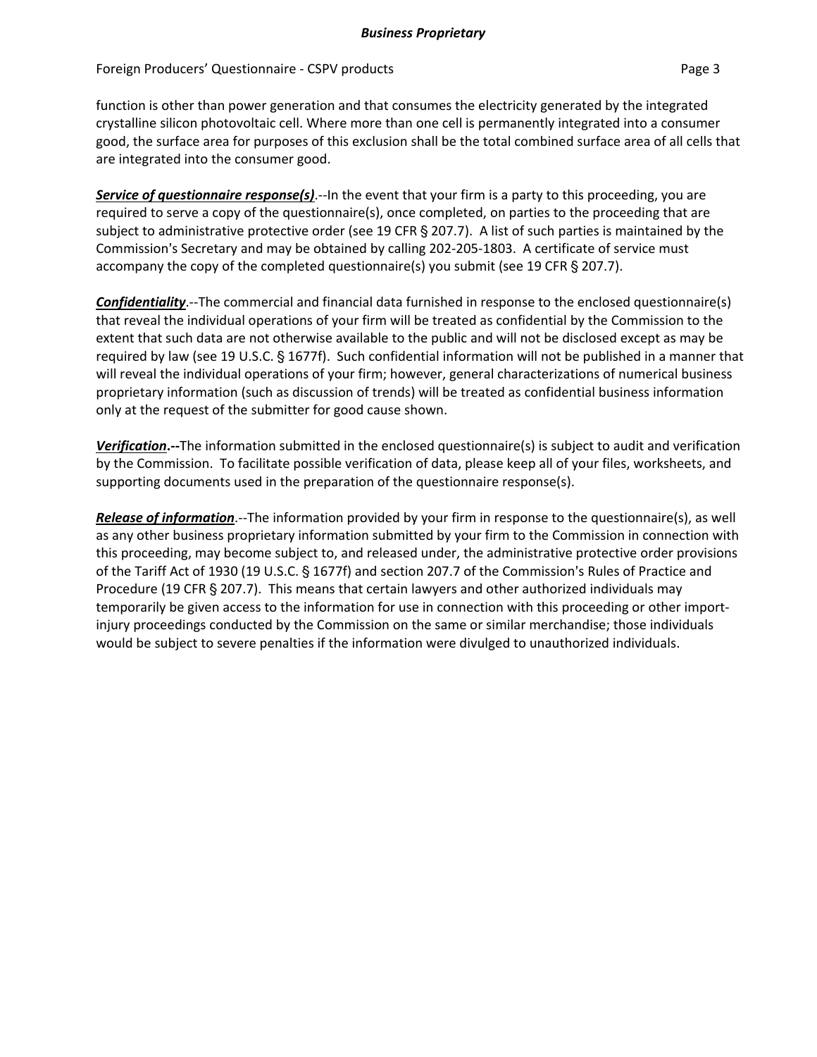function is other than power generation and that consumes the electricity generated by the integrated crystalline silicon photovoltaic cell. Where more than one cell is permanently integrated into a consumer good, the surface area for purposes of this exclusion shall be the total combined surface area of all cells that are integrated into the consumer good.

***Service of questionnaire response(s)***.--In the event that your firm is a party to this proceeding, you are required to serve a copy of the questionnaire(s), once completed, on parties to the proceeding that are subject to administrative protective order (see 19 CFR § 207.7). A list of such parties is maintained by the Commission's Secretary and may be obtained by calling 202-205-1803. A certificate of service must accompany the copy of the completed questionnaire(s) you submit (see 19 CFR § 207.7).

***Confidentiality***.--The commercial and financial data furnished in response to the enclosed questionnaire(s) that reveal the individual operations of your firm will be treated as confidential by the Commission to the extent that such data are not otherwise available to the public and will not be disclosed except as may be required by law (see 19 U.S.C. § 1677f). Such confidential information will not be published in a manner that will reveal the individual operations of your firm; however, general characterizations of numerical business proprietary information (such as discussion of trends) will be treated as confidential business information only at the request of the submitter for good cause shown.

***Verification*.--**The information submitted in the enclosed questionnaire(s) is subject to audit and verification by the Commission. To facilitate possible verification of data, please keep all of your files, worksheets, and supporting documents used in the preparation of the questionnaire response(s).

***Release of information***.--The information provided by your firm in response to the questionnaire(s), as well as any other business proprietary information submitted by your firm to the Commission in connection with this proceeding, may become subject to, and released under, the administrative protective order provisions of the Tariff Act of 1930 (19 U.S.C. § 1677f) and section 207.7 of the Commission's Rules of Practice and Procedure (19 CFR § 207.7). This means that certain lawyers and other authorized individuals may temporarily be given access to the information for use in connection with this proceeding or other import-injury proceedings conducted by the Commission on the same or similar merchandise; those individuals would be subject to severe penalties if the information were divulged to unauthorized individuals.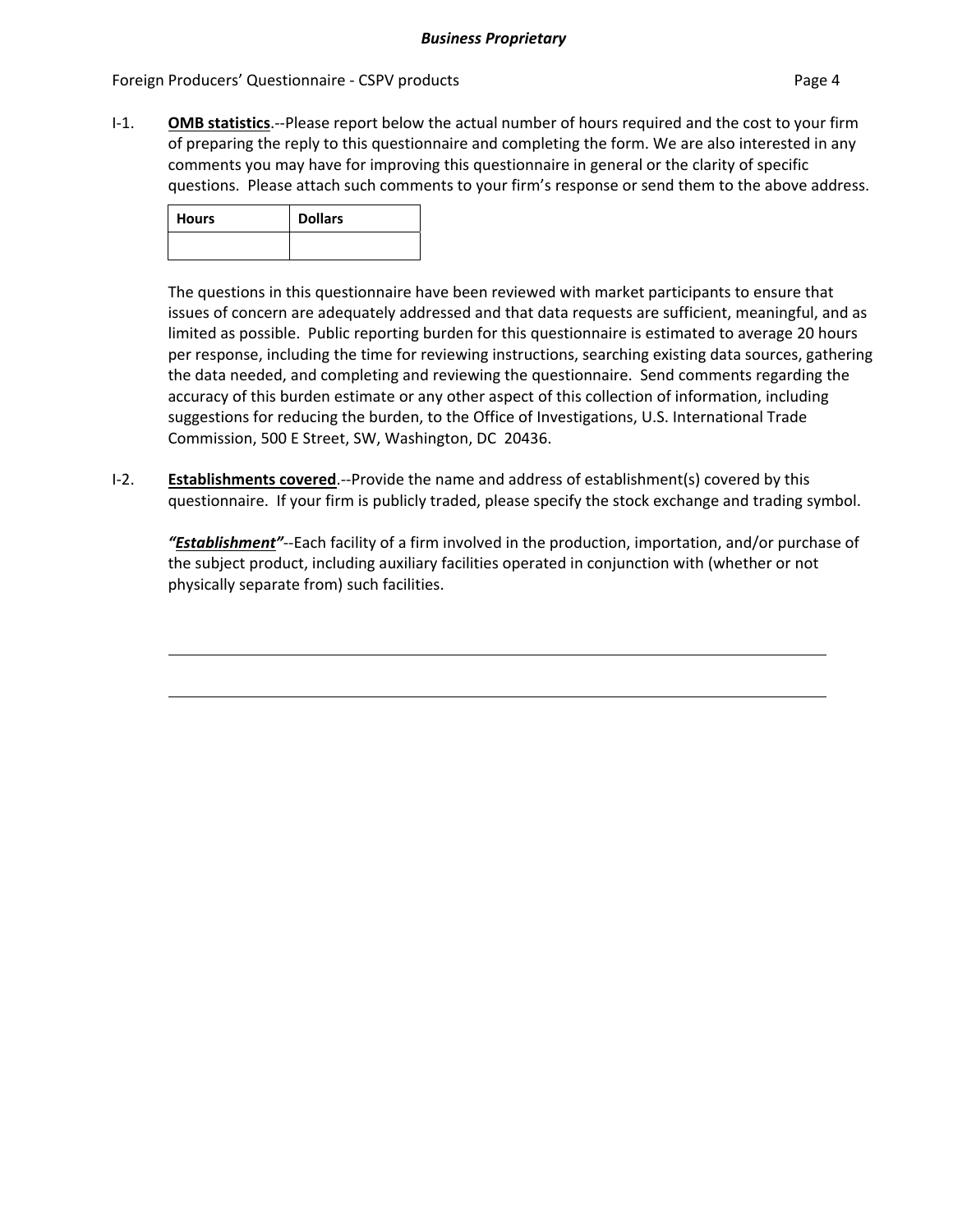I-1. **OMB statistics**.--Please report below the actual number of hours required and the cost to your firm of preparing the reply to this questionnaire and completing the form. We are also interested in any comments you may have for improving this questionnaire in general or the clarity of specific questions. Please attach such comments to your firm's response or send them to the above address.

| Hours | Dollars |
|---|---|
| | |

The questions in this questionnaire have been reviewed with market participants to ensure that issues of concern are adequately addressed and that data requests are sufficient, meaningful, and as limited as possible. Public reporting burden for this questionnaire is estimated to average 20 hours per response, including the time for reviewing instructions, searching existing data sources, gathering the data needed, and completing and reviewing the questionnaire. Send comments regarding the accuracy of this burden estimate or any other aspect of this collection of information, including suggestions for reducing the burden, to the Office of Investigations, U.S. International Trade Commission, 500 E Street, SW, Washington, DC 20436.

I-2. **Establishments covered**.--Provide the name and address of establishment(s) covered by this questionnaire. If your firm is publicly traded, please specify the stock exchange and trading symbol.

***"Establishment"***--Each facility of a firm involved in the production, importation, and/or purchase of the subject product, including auxiliary facilities operated in conjunction with (whether or not physically separate from) such facilities.

\_\_\_\_\_\_\_\_\_\_\_\_\_\_\_\_\_\_\_\_\_\_\_\_\_\_\_\_\_\_\_\_\_\_\_\_\_\_\_\_\_\_\_\_\_\_\_\_\_\_\_\_\_\_\_\_\_\_\_\_\_\_

\_\_\_\_\_\_\_\_\_\_\_\_\_\_\_\_\_\_\_\_\_\_\_\_\_\_\_\_\_\_\_\_\_\_\_\_\_\_\_\_\_\_\_\_\_\_\_\_\_\_\_\_\_\_\_\_\_\_\_\_\_\_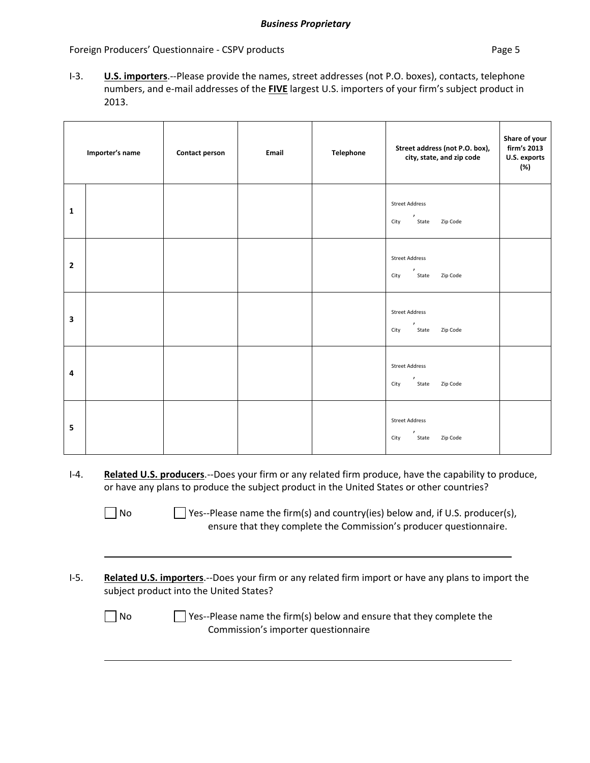I-3. **U.S. importers**.--Please provide the names, street addresses (not P.O. boxes), contacts, telephone numbers, and e-mail addresses of the **FIVE** largest U.S. importers of your firm's subject product in 2013.

| | Importer's name | Contact person | Email | Telephone | Street address (not P.O. box), city, state, and zip code | Share of your firm's 2013 U.S. exports (%) |
|---|---|---|---|---|---|---|
| 1 | | | | | Street Address<br>City , State Zip Code | |
| 2 | | | | | Street Address<br>City , State Zip Code | |
| 3 | | | | | Street Address<br>City , State Zip Code | |
| 4 | | | | | Street Address<br>City , State Zip Code | |
| 5 | | | | | Street Address<br>City , State Zip Code | |

I-4. **Related U.S. producers**.--Does your firm or any related firm produce, have the capability to produce, or have any plans to produce the subject product in the United States or other countries?

☐ No ☐ Yes--Please name the firm(s) and country(ies) below and, if U.S. producer(s), ensure that they complete the Commission's producer questionnaire.

______________________________________________________________________

I-5. **Related U.S. importers**.--Does your firm or any related firm import or have any plans to import the subject product into the United States?

☐ No ☐ Yes--Please name the firm(s) below and ensure that they complete the Commission's importer questionnaire

______________________________________________________________________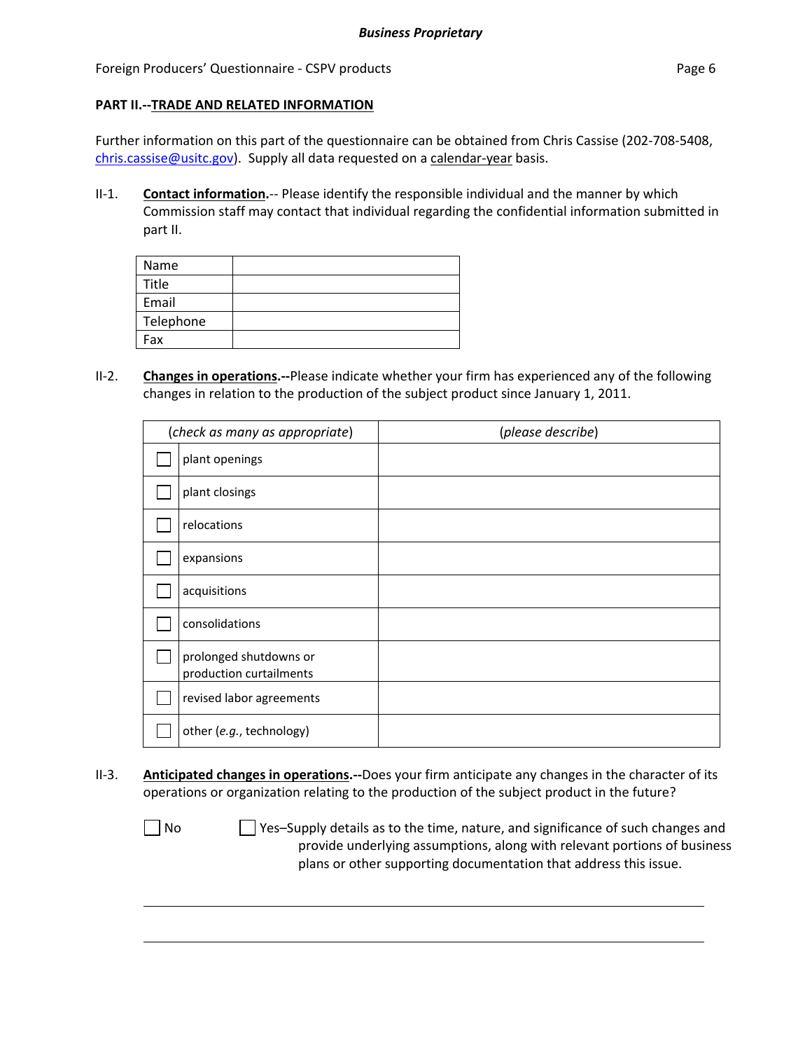**Business Proprietary**

## PART II.--TRADE AND RELATED INFORMATION

Further information on this part of the questionnaire can be obtained from Chris Cassise (202-708-5408, chris.cassise@usitc.gov). Supply all data requested on a calendar-year basis.

II-1. **Contact information.**-- Please identify the responsible individual and the manner by which Commission staff may contact that individual regarding the confidential information submitted in part II.

| | |
|---|---|
| Name | |
| Title | |
| Email | |
| Telephone | |
| Fax | |

II-2. **Changes in operations.--**Please indicate whether your firm has experienced any of the following changes in relation to the production of the subject product since January 1, 2011.

| (*check as many as appropriate*) | | (*please describe*) |
|---|---|---|
| ☐ | plant openings | |
| ☐ | plant closings | |
| ☐ | relocations | |
| ☐ | expansions | |
| ☐ | acquisitions | |
| ☐ | consolidations | |
| ☐ | prolonged shutdowns or production curtailments | |
| ☐ | revised labor agreements | |
| ☐ | other (*e.g.*, technology) | |

II-3. **Anticipated changes in operations.--**Does your firm anticipate any changes in the character of its operations or organization relating to the production of the subject product in the future?

☐ No ☐ Yes–Supply details as to the time, nature, and significance of such changes and provide underlying assumptions, along with relevant portions of business plans or other supporting documentation that address this issue.

______________________________________________________________________

______________________________________________________________________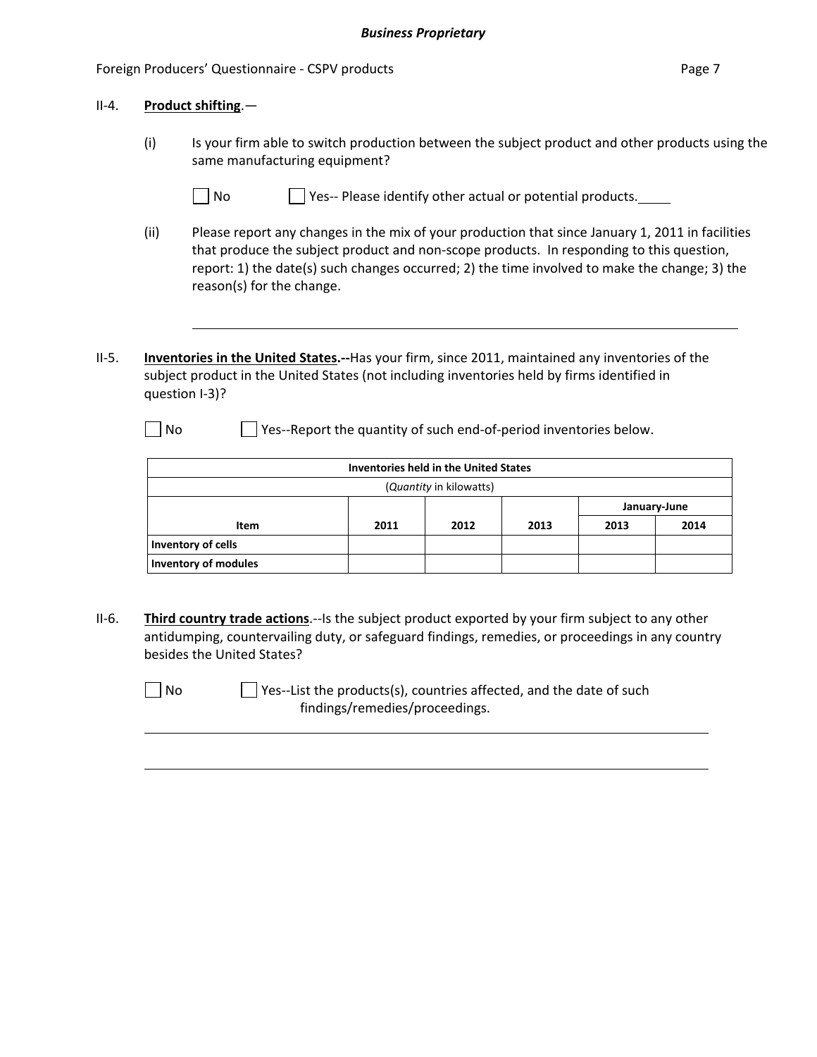II-4. **Product shifting**.—

(i) Is your firm able to switch production between the subject product and other products using the same manufacturing equipment?

☐ No ☐ Yes-- Please identify other actual or potential products.\_\_\_\_\_

(ii) Please report any changes in the mix of your production that since January 1, 2011 in facilities that produce the subject product and non-scope products. In responding to this question, report: 1) the date(s) such changes occurred; 2) the time involved to make the change; 3) the reason(s) for the change.

\_\_\_\_\_\_\_\_\_\_\_\_\_\_\_\_\_\_\_\_\_\_\_\_\_\_\_\_\_\_\_\_\_\_\_\_\_\_\_\_\_\_\_\_\_\_\_\_\_\_\_\_\_\_\_\_\_\_\_\_

II-5. **Inventories in the United States.--**Has your firm, since 2011, maintained any inventories of the subject product in the United States (not including inventories held by firms identified in question I-3)?

☐ No ☐ Yes--Report the quantity of such end-of-period inventories below.

| **Inventories held in the United States** (*Quantity* in kilowatts) | | | | | |
|---|---|---|---|---|---|
| | | | | **January-June** | |
| **Item** | **2011** | **2012** | **2013** | **2013** | **2014** |
| **Inventory of cells** | | | | | |
| **Inventory of modules** | | | | | |

II-6. **Third country trade actions**.--Is the subject product exported by your firm subject to any other antidumping, countervailing duty, or safeguard findings, remedies, or proceedings in any country besides the United States?

☐ No ☐ Yes--List the products(s), countries affected, and the date of such findings/remedies/proceedings.

\_\_\_\_\_\_\_\_\_\_\_\_\_\_\_\_\_\_\_\_\_\_\_\_\_\_\_\_\_\_\_\_\_\_\_\_\_\_\_\_\_\_\_\_\_\_\_\_\_\_\_\_\_\_\_\_\_\_\_\_

\_\_\_\_\_\_\_\_\_\_\_\_\_\_\_\_\_\_\_\_\_\_\_\_\_\_\_\_\_\_\_\_\_\_\_\_\_\_\_\_\_\_\_\_\_\_\_\_\_\_\_\_\_\_\_\_\_\_\_\_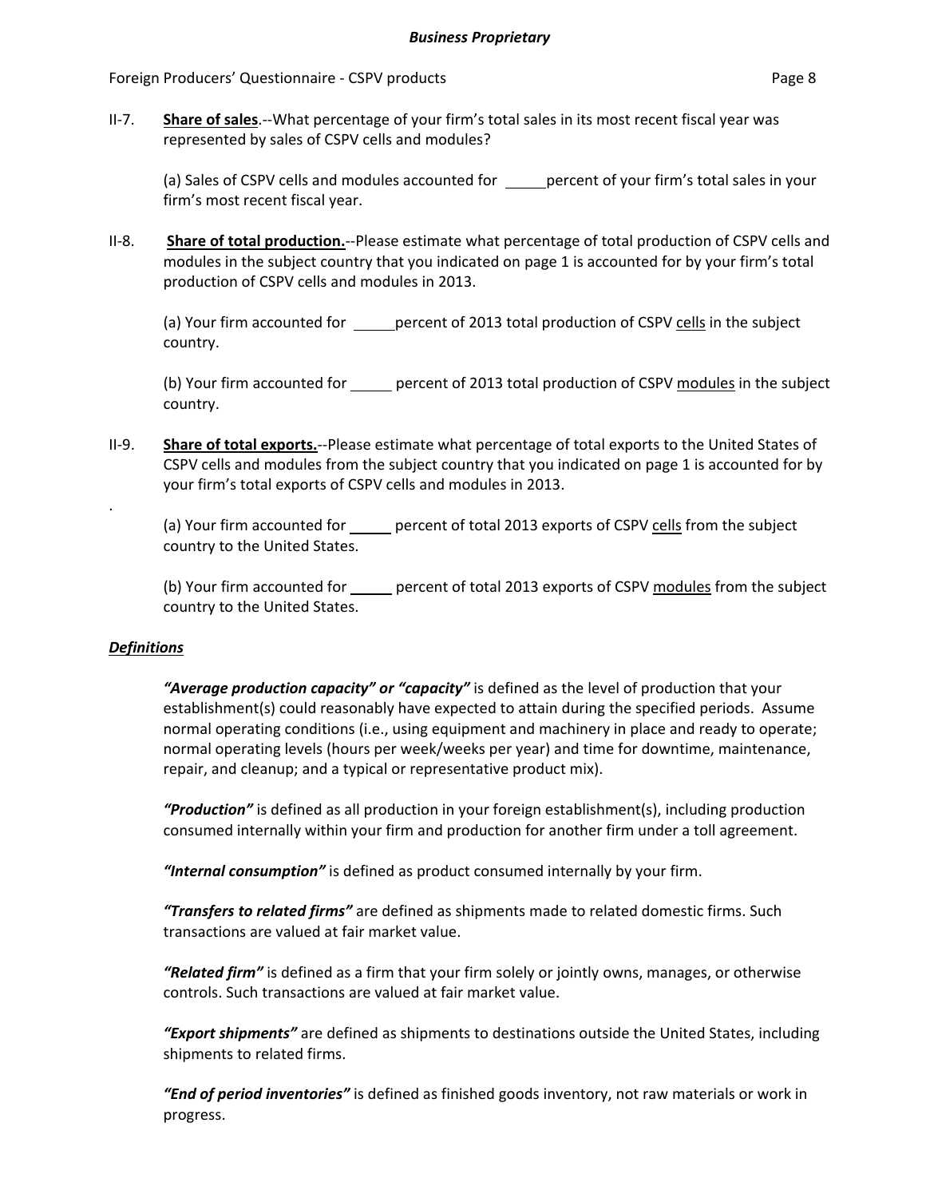**II-7. Share of sales**.--What percentage of your firm's total sales in its most recent fiscal year was represented by sales of CSPV cells and modules?

(a) Sales of CSPV cells and modules accounted for _____ percent of your firm's total sales in your firm's most recent fiscal year.

**II-8. Share of total production.**--Please estimate what percentage of total production of CSPV cells and modules in the subject country that you indicated on page 1 is accounted for by your firm's total production of CSPV cells and modules in 2013.

(a) Your firm accounted for _____ percent of 2013 total production of CSPV cells in the subject country.

(b) Your firm accounted for _____ percent of 2013 total production of CSPV modules in the subject country.

**II-9. Share of total exports.**--Please estimate what percentage of total exports to the United States of CSPV cells and modules from the subject country that you indicated on page 1 is accounted for by your firm's total exports of CSPV cells and modules in 2013.

(a) Your firm accounted for _____ percent of total 2013 exports of CSPV cells from the subject country to the United States.

(b) Your firm accounted for _____ percent of total 2013 exports of CSPV modules from the subject country to the United States.

## ***Definitions***

***"Average production capacity" or "capacity"*** is defined as the level of production that your establishment(s) could reasonably have expected to attain during the specified periods. Assume normal operating conditions (i.e., using equipment and machinery in place and ready to operate; normal operating levels (hours per week/weeks per year) and time for downtime, maintenance, repair, and cleanup; and a typical or representative product mix).

***"Production"*** is defined as all production in your foreign establishment(s), including production consumed internally within your firm and production for another firm under a toll agreement.

***"Internal consumption"*** is defined as product consumed internally by your firm.

***"Transfers to related firms"*** are defined as shipments made to related domestic firms. Such transactions are valued at fair market value.

***"Related firm"*** is defined as a firm that your firm solely or jointly owns, manages, or otherwise controls. Such transactions are valued at fair market value.

***"Export shipments"*** are defined as shipments to destinations outside the United States, including shipments to related firms.

***"End of period inventories"*** is defined as finished goods inventory, not raw materials or work in progress.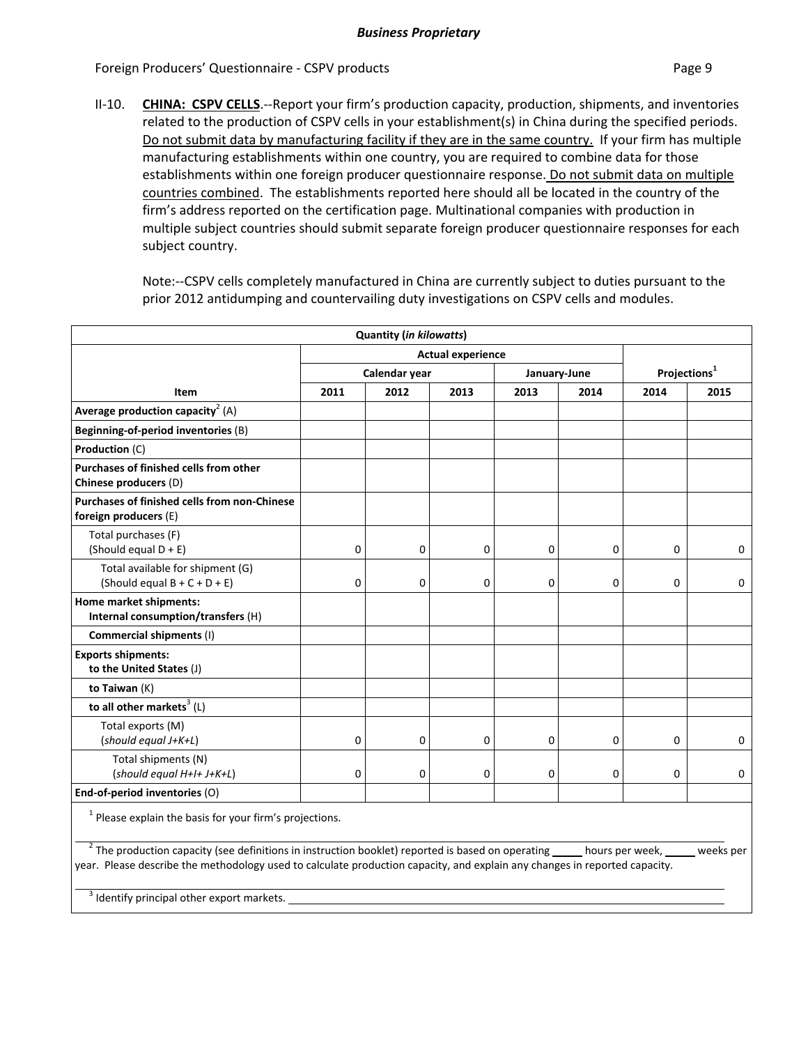**II-10. CHINA: CSPV CELLS**.--Report your firm's production capacity, production, shipments, and inventories related to the production of CSPV cells in your establishment(s) in China during the specified periods. Do not submit data by manufacturing facility if they are in the same country. If your firm has multiple manufacturing establishments within one country, you are required to combine data for those establishments within one foreign producer questionnaire response. Do not submit data on multiple countries combined. The establishments reported here should all be located in the country of the firm's address reported on the certification page. Multinational companies with production in multiple subject countries should submit separate foreign producer questionnaire responses for each subject country.

Note:--CSPV cells completely manufactured in China are currently subject to duties pursuant to the prior 2012 antidumping and countervailing duty investigations on CSPV cells and modules.

| Quantity (*in kilowatts*) | | | | | | | |
|---|---|---|---|---|---|---|---|
| | Actual experience | | | | | | |
| | Calendar year | | | January-June | | Projections[1] | |
| **Item** | **2011** | **2012** | **2013** | **2013** | **2014** | **2014** | **2015** |
| **Average production capacity**[2] (A) | | | | | | | |
| **Beginning-of-period inventories** (B) | | | | | | | |
| **Production** (C) | | | | | | | |
| **Purchases of finished cells from other Chinese producers** (D) | | | | | | | |
| **Purchases of finished cells from non-Chinese foreign producers** (E) | | | | | | | |
| Total purchases (F) (Should equal D + E) | 0 | 0 | 0 | 0 | 0 | 0 | 0 |
| Total available for shipment (G) (Should equal B + C + D + E) | 0 | 0 | 0 | 0 | 0 | 0 | 0 |
| **Home market shipments: Internal consumption/transfers** (H) | | | | | | | |
| **Commercial shipments** (I) | | | | | | | |
| **Exports shipments: to the United States** (J) | | | | | | | |
| **to Taiwan** (K) | | | | | | | |
| **to all other markets**[3] (L) | | | | | | | |
| Total exports (M) (*should equal J+K+L*) | 0 | 0 | 0 | 0 | 0 | 0 | 0 |
| Total shipments (N) (*should equal H+I+ J+K+L*) | 0 | 0 | 0 | 0 | 0 | 0 | 0 |
| **End-of-period inventories** (O) | | | | | | | |

[1] Please explain the basis for your firm's projections.

[2] The production capacity (see definitions in instruction booklet) reported is based on operating _____ hours per week, _____ weeks per year. Please describe the methodology used to calculate production capacity, and explain any changes in reported capacity.

[3] Identify principal other export markets. ____________________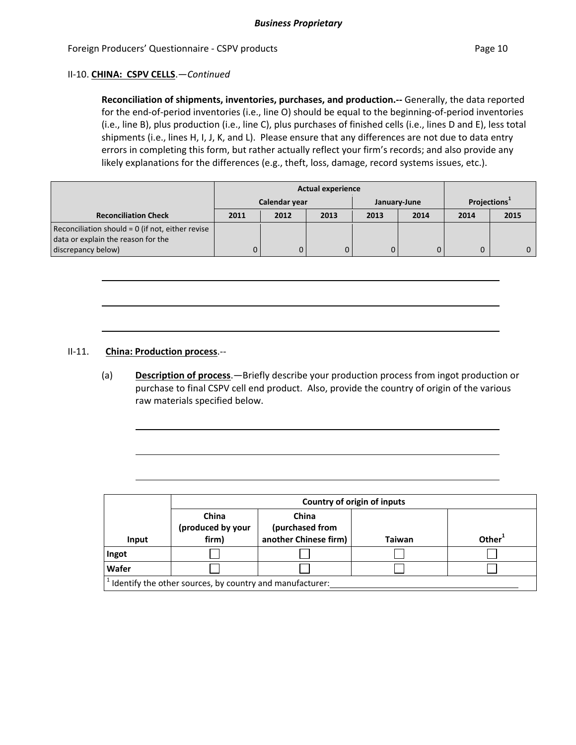II-10. **CHINA: CSPV CELLS**.—*Continued*

**Reconciliation of shipments, inventories, purchases, and production.--** Generally, the data reported for the end-of-period inventories (i.e., line O) should be equal to the beginning-of-period inventories (i.e., line B), plus production (i.e., line C), plus purchases of finished cells (i.e., lines D and E), less total shipments (i.e., lines H, I, J, K, and L). Please ensure that any differences are not due to data entry errors in completing this form, but rather actually reflect your firm's records; and also provide any likely explanations for the differences (e.g., theft, loss, damage, record systems issues, etc.).

| | Actual experience | | | | | Projections[1] | |
|---|---|---|---|---|---|---|---|
| | Calendar year | | | January-June | | | |
| Reconciliation Check | 2011 | 2012 | 2013 | 2013 | 2014 | 2014 | 2015 |
| Reconciliation should = 0 (if not, either revise data or explain the reason for the discrepancy below) | 0 | 0 | 0 | 0 | 0 | 0 | 0 |

______________________________________________________________

______________________________________________________________

______________________________________________________________

II-11. **China: Production process**.--

(a) **Description of process**.—Briefly describe your production process from ingot production or purchase to final CSPV cell end product. Also, provide the country of origin of the various raw materials specified below.

______________________________________________________________

______________________________________________________________

______________________________________________________________

| | Country of origin of inputs | | | |
|---|---|---|---|---|
| Input | China (produced by your firm) | China (purchased from another Chinese firm) | Taiwan | Other[1] |
| Ingot | ☐ | ☐ | ☐ | ☐ |
| Wafer | ☐ | ☐ | ☐ | ☐ |

[1] Identify the other sources, by country and manufacturer: ______________________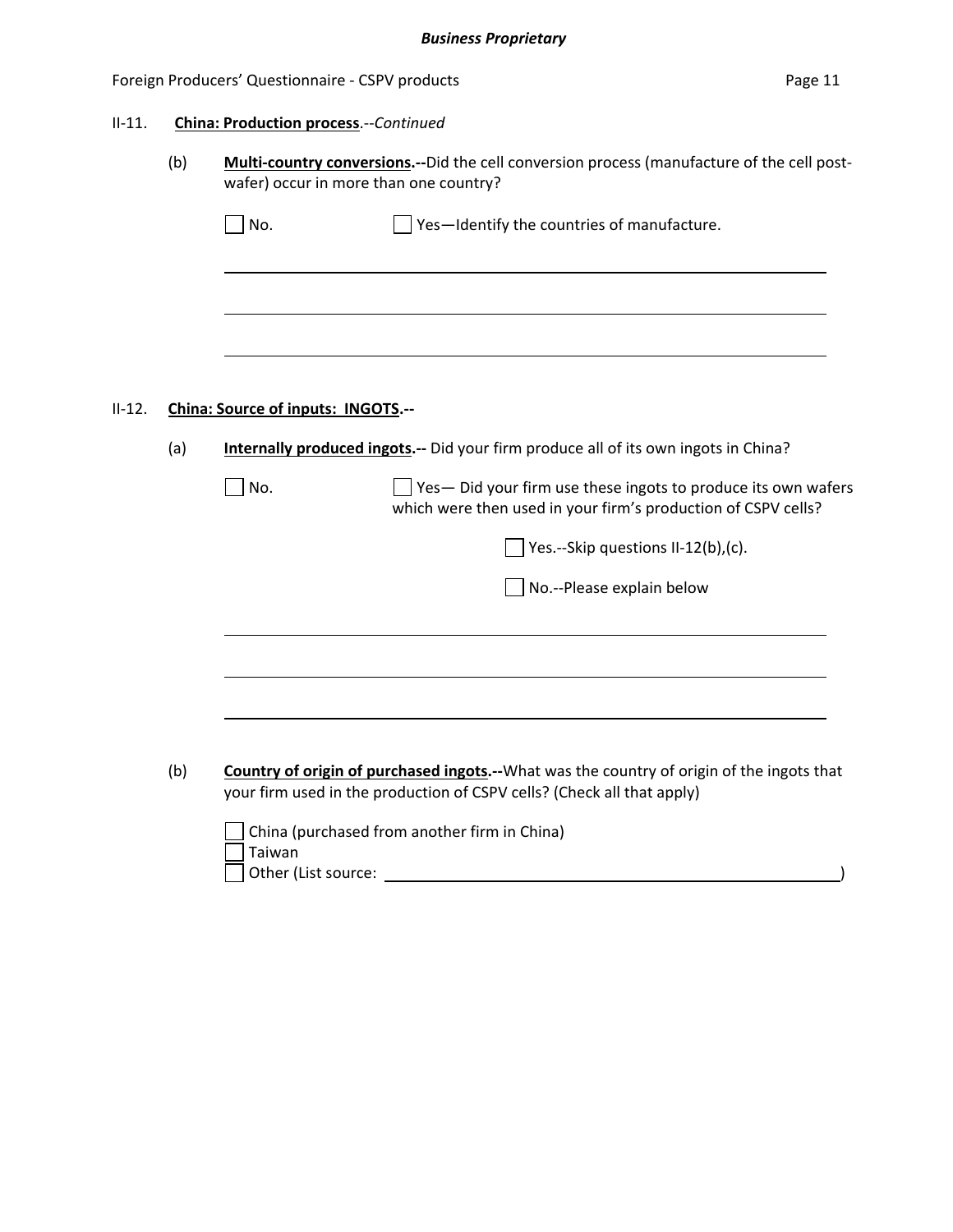***Business Proprietary***

II-11. **China: Production process**.--*Continued*

(b) **Multi-country conversions.--**Did the cell conversion process (manufacture of the cell post-wafer) occur in more than one country?

☐ No. ☐ Yes—Identify the countries of manufacture.

______________________________________________________________

______________________________________________________________

______________________________________________________________

II-12. **China: Source of inputs: INGOTS.--**

(a) **Internally produced ingots.--** Did your firm produce all of its own ingots in China?

☐ No. ☐ Yes— Did your firm use these ingots to produce its own wafers which were then used in your firm's production of CSPV cells?

☐ Yes.--Skip questions II-12(b),(c).

☐ No.--Please explain below

______________________________________________________________

______________________________________________________________

______________________________________________________________

(b) **Country of origin of purchased ingots.--**What was the country of origin of the ingots that your firm used in the production of CSPV cells? (Check all that apply)

☐ China (purchased from another firm in China)
☐ Taiwan
☐ Other (List source: ______________________________________________)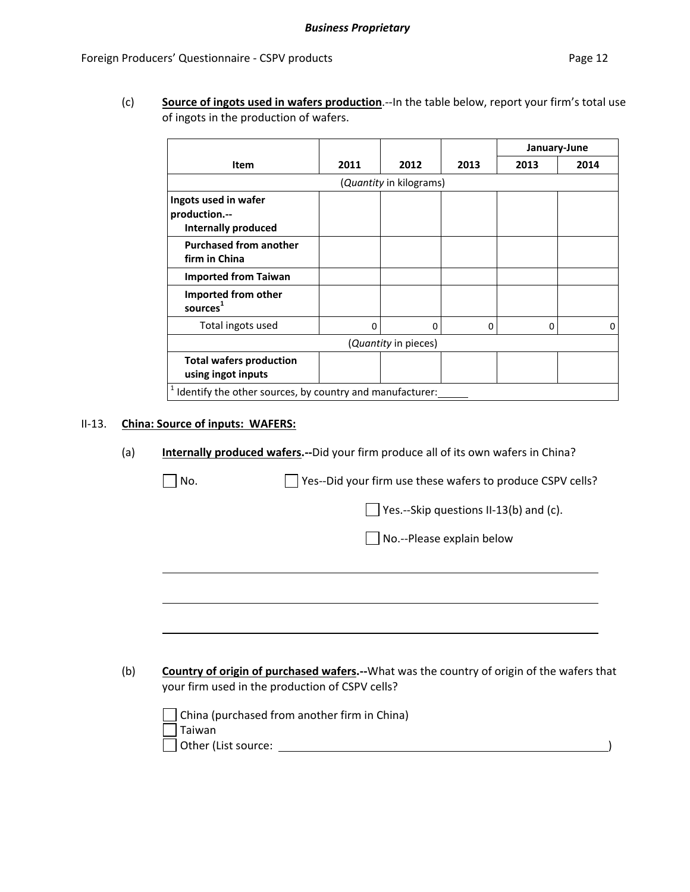(c) **Source of ingots used in wafers production**.--In the table below, report your firm's total use of ingots in the production of wafers.

| Item | 2011 | 2012 | 2013 | January-June 2013 | January-June 2014 |
|---|---|---|---|---|---|
| | (*Quantity* in kilograms) | | | | |
| **Ingots used in wafer production.--** **Internally produced** | | | | | |
| **Purchased from another firm in China** | | | | | |
| **Imported from Taiwan** | | | | | |
| **Imported from other sources**[1] | | | | | |
| Total ingots used | 0 | 0 | 0 | 0 | 0 |
| | (*Quantity* in pieces) | | | | |
| **Total wafers production using ingot inputs** | | | | | |

[1] Identify the other sources, by country and manufacturer: \_\_\_\_\_\_

II-13. **China: Source of inputs: WAFERS:**

(a) **Internally produced wafers.--**Did your firm produce all of its own wafers in China?

☐ No.  ☐ Yes--Did your firm use these wafers to produce CSPV cells?

☐ Yes.--Skip questions II-13(b) and (c).

☐ No.--Please explain below

\_\_\_\_\_\_\_\_\_\_\_\_\_\_\_\_\_\_\_\_\_\_\_\_\_\_\_\_\_\_\_\_\_\_\_\_\_\_\_\_\_\_\_\_\_\_\_\_\_\_\_\_\_\_\_\_\_\_\_\_

\_\_\_\_\_\_\_\_\_\_\_\_\_\_\_\_\_\_\_\_\_\_\_\_\_\_\_\_\_\_\_\_\_\_\_\_\_\_\_\_\_\_\_\_\_\_\_\_\_\_\_\_\_\_\_\_\_\_\_\_

\_\_\_\_\_\_\_\_\_\_\_\_\_\_\_\_\_\_\_\_\_\_\_\_\_\_\_\_\_\_\_\_\_\_\_\_\_\_\_\_\_\_\_\_\_\_\_\_\_\_\_\_\_\_\_\_\_\_\_\_

(b) **Country of origin of purchased wafers.--**What was the country of origin of the wafers that your firm used in the production of CSPV cells?

☐ China (purchased from another firm in China)
☐ Taiwan
☐ Other (List source: \_\_\_\_\_\_\_\_\_\_\_\_\_\_\_\_\_\_\_\_\_\_\_\_\_\_\_\_\_\_\_\_\_\_\_\_\_\_\_\_\_\_\_\_)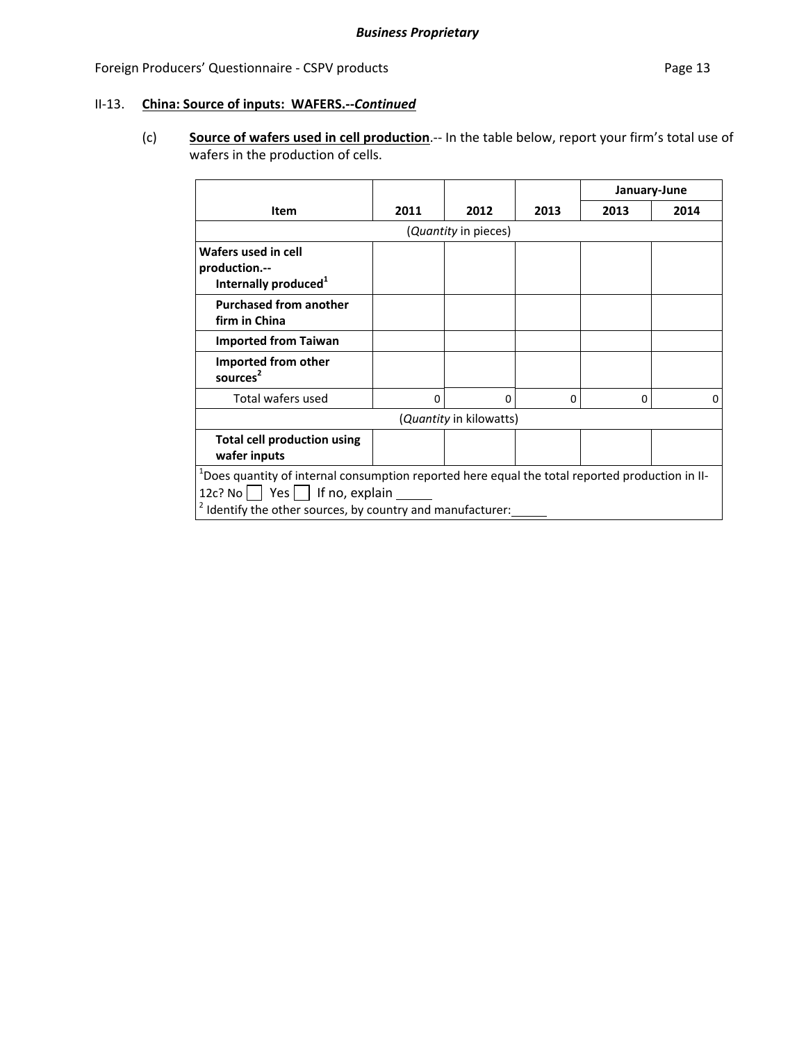*Business Proprietary*

Foreign Producers' Questionnaire - CSPV products

II-13. **China: Source of inputs: WAFERS.--*Continued***

(c) **Source of wafers used in cell production**.-- In the table below, report your firm's total use of wafers in the production of cells.

| Item | 2011 | 2012 | 2013 | January-June 2013 | January-June 2014 |
|---|---|---|---|---|---|
| | | (*Quantity* in pieces) | | | |
| **Wafers used in cell production.--** **Internally produced**[1] | | | | | |
| **Purchased from another firm in China** | | | | | |
| **Imported from Taiwan** | | | | | |
| **Imported from other sources**[2] | | | | | |
| Total wafers used | 0 | 0 | 0 | 0 | 0 |
| | | (*Quantity* in kilowatts) | | | |
| **Total cell production using wafer inputs** | | | | | |

[1]Does quantity of internal consumption reported here equal the total reported production in II-12c? No ☐ Yes ☐ If no, explain \_\_\_\_\_\_

[2] Identify the other sources, by country and manufacturer: \_\_\_\_\_\_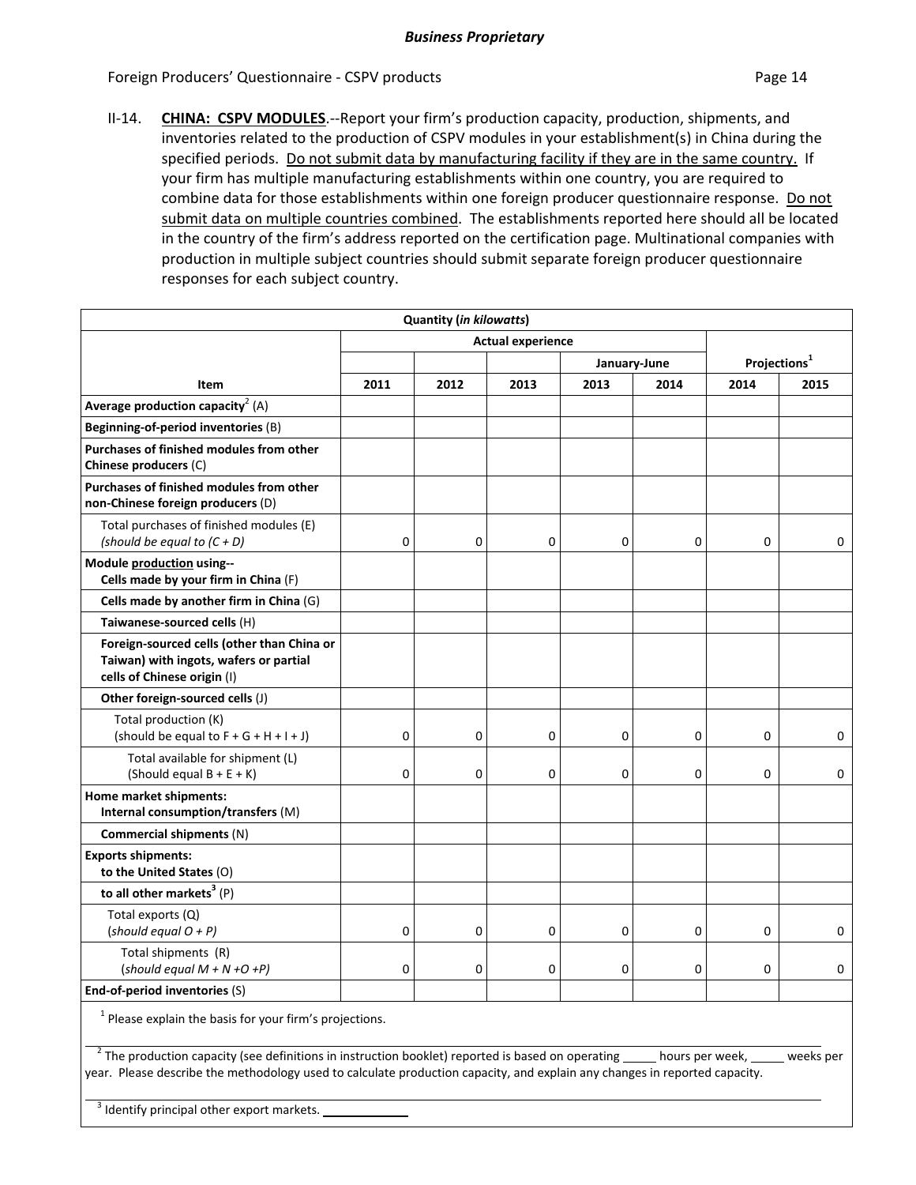II-14. **CHINA: CSPV MODULES**.--Report your firm's production capacity, production, shipments, and inventories related to the production of CSPV modules in your establishment(s) in China during the specified periods. Do not submit data by manufacturing facility if they are in the same country. If your firm has multiple manufacturing establishments within one country, you are required to combine data for those establishments within one foreign producer questionnaire response. Do not submit data on multiple countries combined. The establishments reported here should all be located in the country of the firm's address reported on the certification page. Multinational companies with production in multiple subject countries should submit separate foreign producer questionnaire responses for each subject country.

| Quantity (*in kilowatts*) | | | | | | | |
|---|---|---|---|---|---|---|---|
| | Actual experience | | | | | | |
| | | | | January-June | | Projections[1] | |
| **Item** | **2011** | **2012** | **2013** | **2013** | **2014** | **2014** | **2015** |
| **Average production capacity**[2] (A) | | | | | | | |
| **Beginning-of-period inventories** (B) | | | | | | | |
| **Purchases of finished modules from other Chinese producers** (C) | | | | | | | |
| **Purchases of finished modules from other non-Chinese foreign producers** (D) | | | | | | | |
| Total purchases of finished modules (E) *(should be equal to (C + D)* | 0 | 0 | 0 | 0 | 0 | 0 | 0 |
| **Module production using-- Cells made by your firm in China** (F) | | | | | | | |
| **Cells made by another firm in China** (G) | | | | | | | |
| **Taiwanese-sourced cells** (H) | | | | | | | |
| **Foreign-sourced cells (other than China or Taiwan) with ingots, wafers or partial cells of Chinese origin** (I) | | | | | | | |
| **Other foreign-sourced cells** (J) | | | | | | | |
| Total production (K) (should be equal to F + G + H + I + J) | 0 | 0 | 0 | 0 | 0 | 0 | 0 |
| Total available for shipment (L) (Should equal B + E + K) | 0 | 0 | 0 | 0 | 0 | 0 | 0 |
| **Home market shipments: Internal consumption/transfers** (M) | | | | | | | |
| **Commercial shipments** (N) | | | | | | | |
| **Exports shipments: to the United States** (O) | | | | | | | |
| **to all other markets**[3] (P) | | | | | | | |
| Total exports (Q) (*should equal O + P)* | 0 | 0 | 0 | 0 | 0 | 0 | 0 |
| Total shipments (R) (*should equal M + N +O +P)* | 0 | 0 | 0 | 0 | 0 | 0 | 0 |
| **End-of-period inventories** (S) | | | | | | | |

[1] Please explain the basis for your firm's projections.

[2] The production capacity (see definitions in instruction booklet) reported is based on operating _____ hours per week, _____ weeks per year. Please describe the methodology used to calculate production capacity, and explain any changes in reported capacity.

[3] Identify principal other export markets. _____________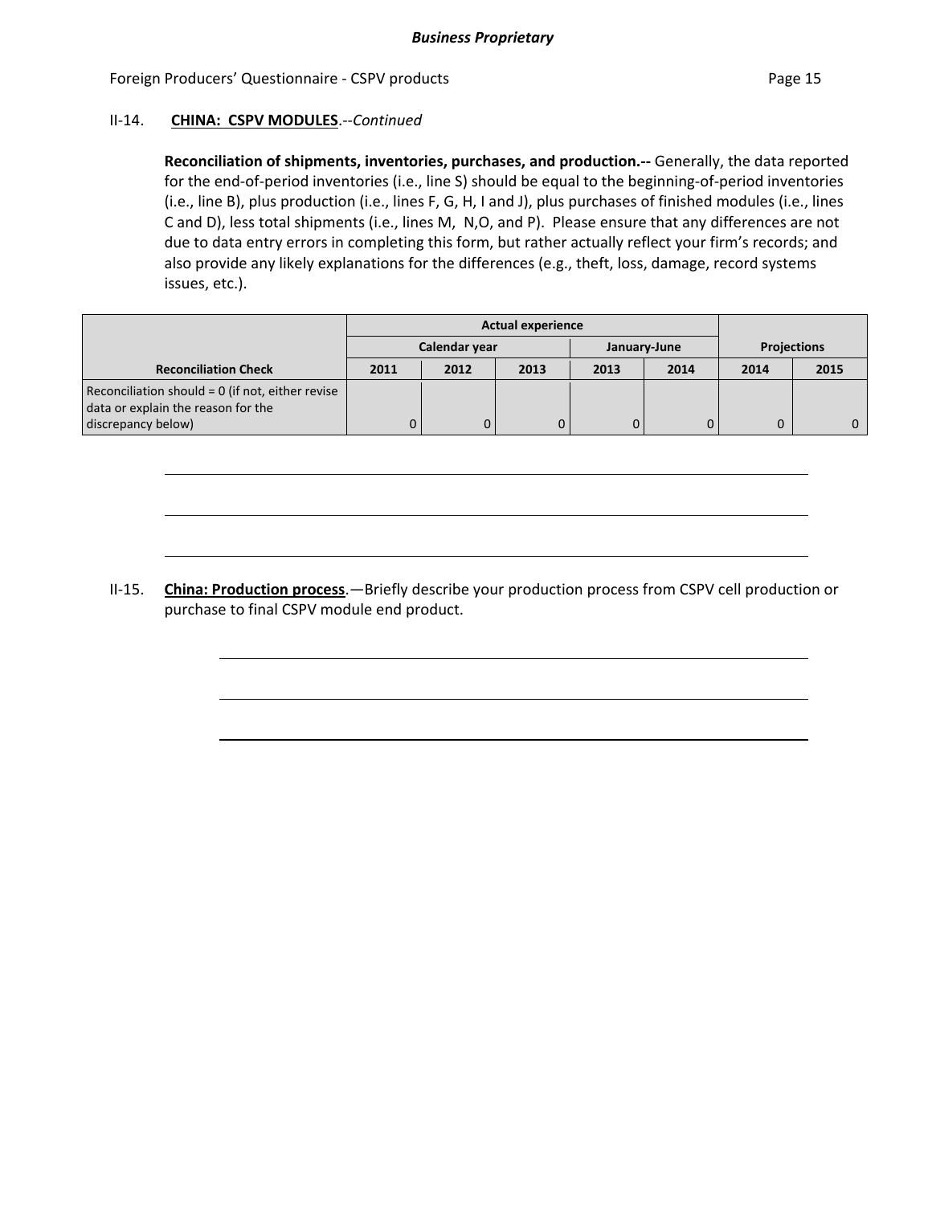**II-14. CHINA: CSPV MODULES**.--*Continued*

**Reconciliation of shipments, inventories, purchases, and production.--** Generally, the data reported for the end-of-period inventories (i.e., line S) should be equal to the beginning-of-period inventories (i.e., line B), plus production (i.e., lines F, G, H, I and J), plus purchases of finished modules (i.e., lines C and D), less total shipments (i.e., lines M, N,O, and P). Please ensure that any differences are not due to data entry errors in completing this form, but rather actually reflect your firm's records; and also provide any likely explanations for the differences (e.g., theft, loss, damage, record systems issues, etc.).

| | Actual experience | | | | | | |
|---|---|---|---|---|---|---|---|
| | Calendar year | | | January-June | | Projections | |
| Reconciliation Check | 2011 | 2012 | 2013 | 2013 | 2014 | 2014 | 2015 |
| Reconciliation should = 0 (if not, either revise data or explain the reason for the discrepancy below) | 0 | 0 | 0 | 0 | 0 | 0 | 0 |

______________________________________________________________________

______________________________________________________________________

______________________________________________________________________

**II-15. China: Production process**.—Briefly describe your production process from CSPV cell production or purchase to final CSPV module end product.

______________________________________________________________________

______________________________________________________________________

______________________________________________________________________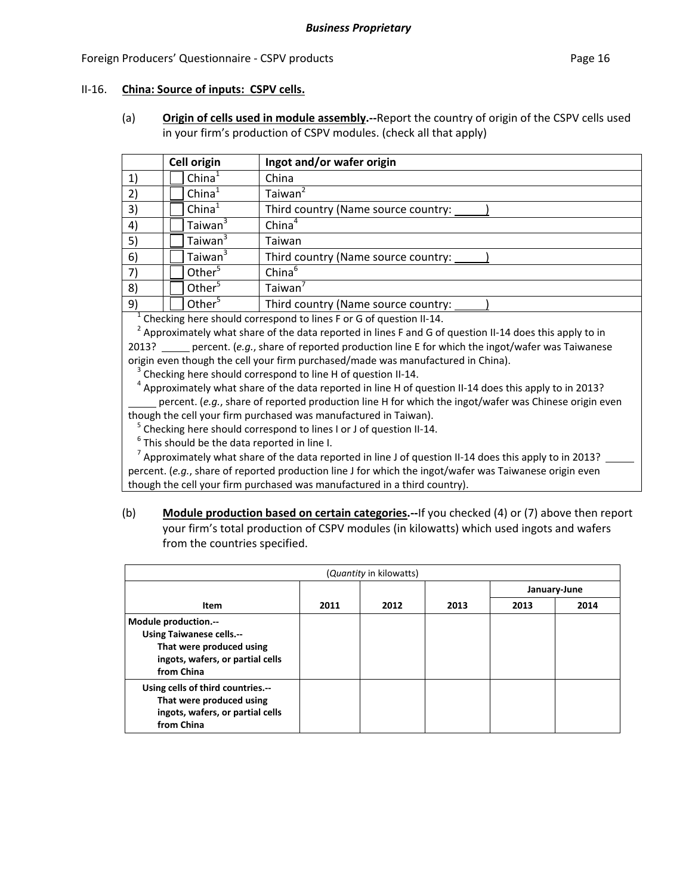**Business Proprietary**

II-16. **China: Source of inputs: CSPV cells.**

(a) **Origin of cells used in module assembly.--**Report the country of origin of the CSPV cells used in your firm's production of CSPV modules. (check all that apply)

| | Cell origin | Ingot and/or wafer origin |
|---|---|---|
| 1) | ☐ China[1] | China |
| 2) | ☐ China[1] | Taiwan[2] |
| 3) | ☐ China[1] | Third country (Name source country: _____) |
| 4) | ☐ Taiwan[3] | China[4] |
| 5) | ☐ Taiwan[3] | Taiwan |
| 6) | ☐ Taiwan[3] | Third country (Name source country: _____) |
| 7) | ☐ Other[5] | China[6] |
| 8) | ☐ Other[5] | Taiwan[7] |
| 9) | ☐ Other[5] | Third country (Name source country: _____) |

[1] Checking here should correspond to lines F or G of question II-14.
[2] Approximately what share of the data reported in lines F and G of question II-14 does this apply to in 2013? _____ percent. (*e.g.*, share of reported production line E for which the ingot/wafer was Taiwanese origin even though the cell your firm purchased/made was manufactured in China).
[3] Checking here should correspond to line H of question II-14.
[4] Approximately what share of the data reported in line H of question II-14 does this apply to in 2013? _____ percent. (*e.g.*, share of reported production line H for which the ingot/wafer was Chinese origin even though the cell your firm purchased was manufactured in Taiwan).
[5] Checking here should correspond to lines I or J of question II-14.
[6] This should be the data reported in line I.
[7] Approximately what share of the data reported in line J of question II-14 does this apply to in 2013? _____ percent. (*e.g.*, share of reported production line J for which the ingot/wafer was Taiwanese origin even though the cell your firm purchased was manufactured in a third country).

(b) **Module production based on certain categories.--**If you checked (4) or (7) above then report your firm's total production of CSPV modules (in kilowatts) which used ingots and wafers from the countries specified.

(*Quantity* in kilowatts)

| Item | 2011 | 2012 | 2013 | January-June 2013 | January-June 2014 |
|---|---|---|---|---|---|
| **Module production.--** **Using Taiwanese cells.--** **That were produced using ingots, wafers, or partial cells from China** | | | | | |
| **Using cells of third countries.--** **That were produced using ingots, wafers, or partial cells from China** | | | | | |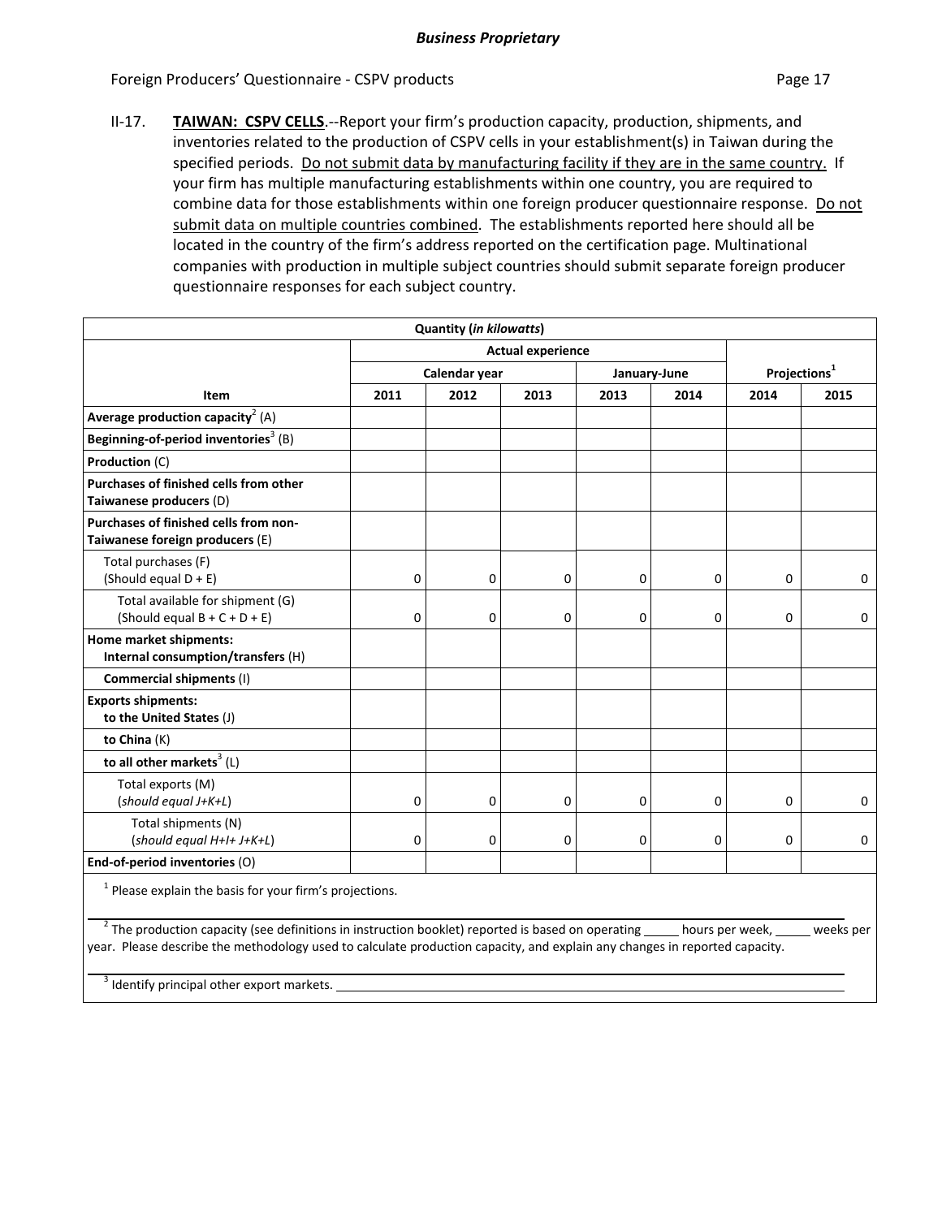Foreign Producers' Questionnaire - CSPV products

II-17. **TAIWAN: CSPV CELLS**.--Report your firm's production capacity, production, shipments, and inventories related to the production of CSPV cells in your establishment(s) in Taiwan during the specified periods. Do not submit data by manufacturing facility if they are in the same country. If your firm has multiple manufacturing establishments within one country, you are required to combine data for those establishments within one foreign producer questionnaire response. Do not submit data on multiple countries combined. The establishments reported here should all be located in the country of the firm's address reported on the certification page. Multinational companies with production in multiple subject countries should submit separate foreign producer questionnaire responses for each subject country.

| Quantity (*in kilowatts*) | | | | | | | |
|---|---|---|---|---|---|---|---|
| | Actual experience | | | | | Projections[1] | |
| | Calendar year | | | January-June | | | |
| **Item** | **2011** | **2012** | **2013** | **2013** | **2014** | **2014** | **2015** |
| **Average production capacity**[2] (A) | | | | | | | |
| **Beginning-of-period inventories**[3] (B) | | | | | | | |
| **Production** (C) | | | | | | | |
| **Purchases of finished cells from other Taiwanese producers** (D) | | | | | | | |
| **Purchases of finished cells from non-Taiwanese foreign producers** (E) | | | | | | | |
| Total purchases (F) (Should equal D + E) | 0 | 0 | 0 | 0 | 0 | 0 | 0 |
| Total available for shipment (G) (Should equal B + C + D + E) | 0 | 0 | 0 | 0 | 0 | 0 | 0 |
| **Home market shipments: Internal consumption/transfers** (H) | | | | | | | |
| **Commercial shipments** (I) | | | | | | | |
| **Exports shipments: to the United States** (J) | | | | | | | |
| **to China** (K) | | | | | | | |
| **to all other markets**[3] (L) | | | | | | | |
| Total exports (M) (*should equal J+K+L*) | 0 | 0 | 0 | 0 | 0 | 0 | 0 |
| Total shipments (N) (*should equal H+I+ J+K+L*) | 0 | 0 | 0 | 0 | 0 | 0 | 0 |
| **End-of-period inventories** (O) | | | | | | | |

[1] Please explain the basis for your firm's projections.

[2] The production capacity (see definitions in instruction booklet) reported is based on operating _____ hours per week, _____ weeks per year. Please describe the methodology used to calculate production capacity, and explain any changes in reported capacity.

[3] Identify principal other export markets. ______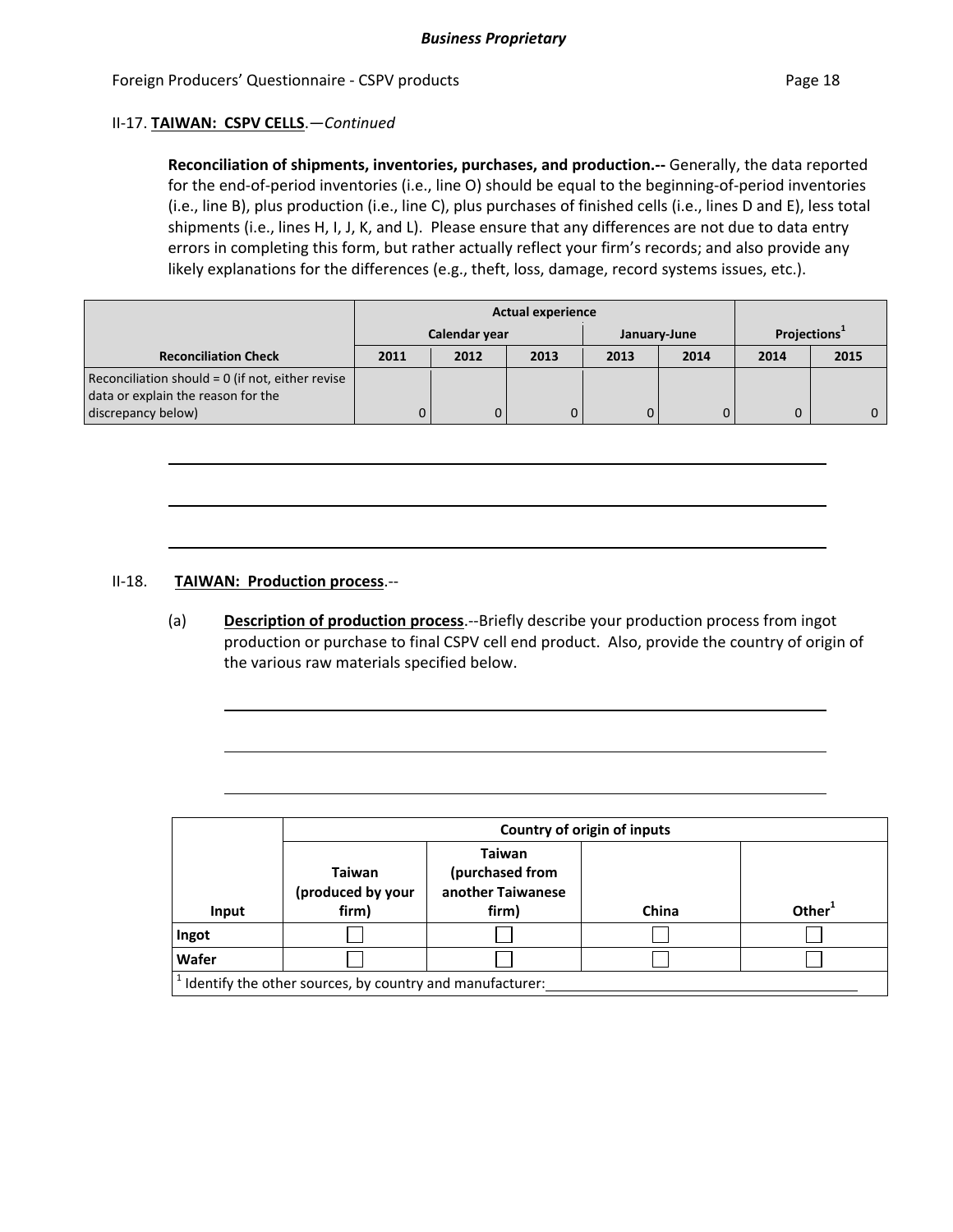II-17. **TAIWAN: CSPV CELLS**.—*Continued*

**Reconciliation of shipments, inventories, purchases, and production.--** Generally, the data reported for the end-of-period inventories (i.e., line O) should be equal to the beginning-of-period inventories (i.e., line B), plus production (i.e., line C), plus purchases of finished cells (i.e., lines D and E), less total shipments (i.e., lines H, I, J, K, and L). Please ensure that any differences are not due to data entry errors in completing this form, but rather actually reflect your firm's records; and also provide any likely explanations for the differences (e.g., theft, loss, damage, record systems issues, etc.).

| | Actual experience | | | | | Projections[1] | |
|---|---|---|---|---|---|---|---|
| | Calendar year | | | January-June | | | |
| Reconciliation Check | 2011 | 2012 | 2013 | 2013 | 2014 | 2014 | 2015 |
| Reconciliation should = 0 (if not, either revise data or explain the reason for the discrepancy below) | 0 | 0 | 0 | 0 | 0 | 0 | 0 |

II-18. **TAIWAN: Production process**.--

(a) **Description of production process**.--Briefly describe your production process from ingot production or purchase to final CSPV cell end product. Also, provide the country of origin of the various raw materials specified below.

| | Country of origin of inputs | | | |
|---|---|---|---|---|
| Input | Taiwan (produced by your firm) | Taiwan (purchased from another Taiwanese firm) | China | Other[1] |
| Ingot | ☐ | ☐ | ☐ | ☐ |
| Wafer | ☐ | ☐ | ☐ | ☐ |

[1] Identify the other sources, by country and manufacturer: \_\_\_\_\_\_\_\_\_\_\_\_\_\_\_\_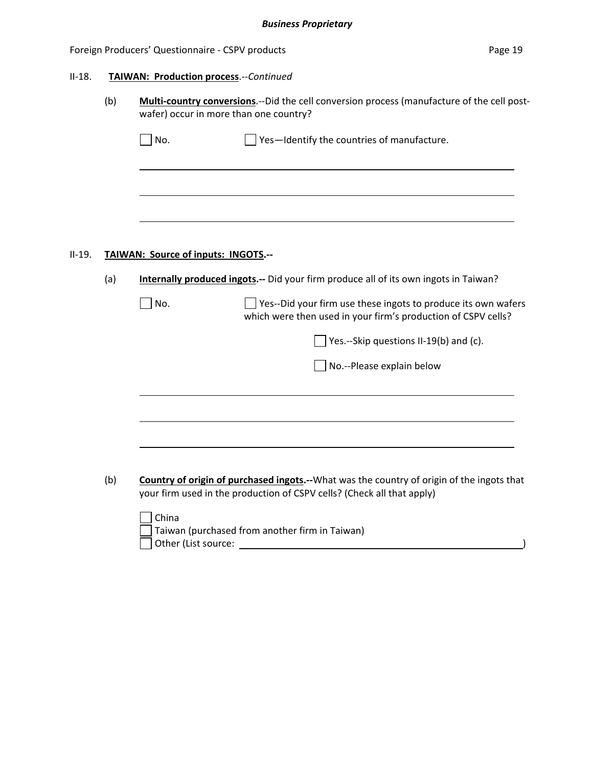**Business Proprietary**

II-18. **TAIWAN: Production process**.--*Continued*

(b) **Multi-country conversions**.--Did the cell conversion process (manufacture of the cell post-wafer) occur in more than one country?

☐ No. ☐ Yes—Identify the countries of manufacture.

______________________________________________________________________

______________________________________________________________________

______________________________________________________________________

II-19. **TAIWAN: Source of inputs: INGOTS.--**

(a) **Internally produced ingots.--** Did your firm produce all of its own ingots in Taiwan?

☐ No. ☐ Yes--Did your firm use these ingots to produce its own wafers which were then used in your firm's production of CSPV cells?

☐ Yes.--Skip questions II-19(b) and (c).

☐ No.--Please explain below

______________________________________________________________________

______________________________________________________________________

______________________________________________________________________

(b) **Country of origin of purchased ingots.--**What was the country of origin of the ingots that your firm used in the production of CSPV cells? (Check all that apply)

☐ China
☐ Taiwan (purchased from another firm in Taiwan)
☐ Other (List source: ______________________________________________)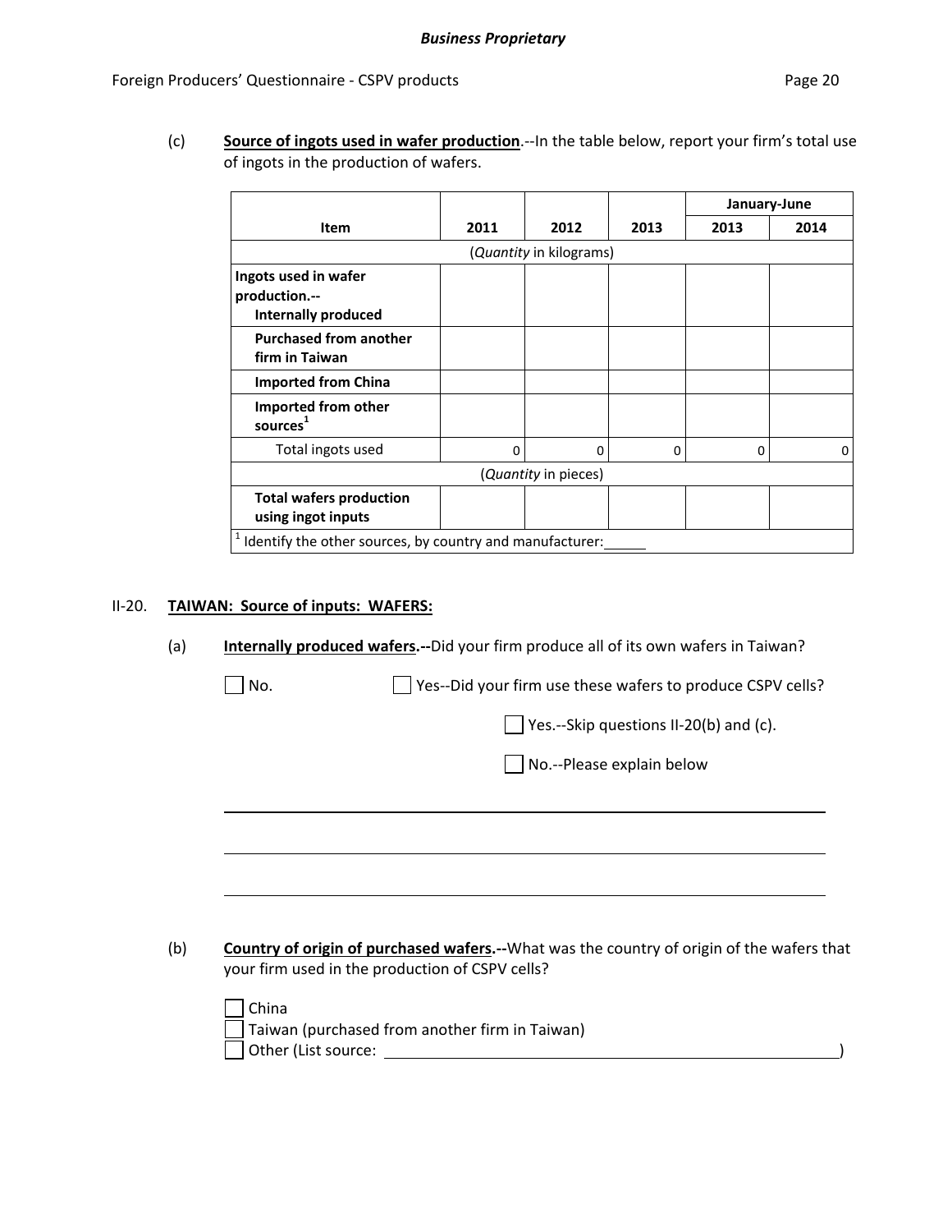(c) **Source of ingots used in wafer production**.--In the table below, report your firm's total use of ingots in the production of wafers.

| Item | 2011 | 2012 | 2013 | January-June 2013 | January-June 2014 |
|---|---|---|---|---|---|
| | (*Quantity* in kilograms) | | | | |
| **Ingots used in wafer production.-- Internally produced** | | | | | |
| **Purchased from another firm in Taiwan** | | | | | |
| **Imported from China** | | | | | |
| **Imported from other sources**[1] | | | | | |
| Total ingots used | 0 | 0 | 0 | 0 | 0 |
| | (*Quantity* in pieces) | | | | |
| **Total wafers production using ingot inputs** | | | | | |

[1] Identify the other sources, by country and manufacturer: ______

II-20. **TAIWAN: Source of inputs: WAFERS:**

(a) **Internally produced wafers.--**Did your firm produce all of its own wafers in Taiwan?

☐ No. ☐ Yes--Did your firm use these wafers to produce CSPV cells?

☐ Yes.--Skip questions II-20(b) and (c).

☐ No.--Please explain below

______________________________________________

______________________________________________

______________________________________________

(b) **Country of origin of purchased wafers.--**What was the country of origin of the wafers that your firm used in the production of CSPV cells?

☐ China
☐ Taiwan (purchased from another firm in Taiwan)
☐ Other (List source: ______________________________________________)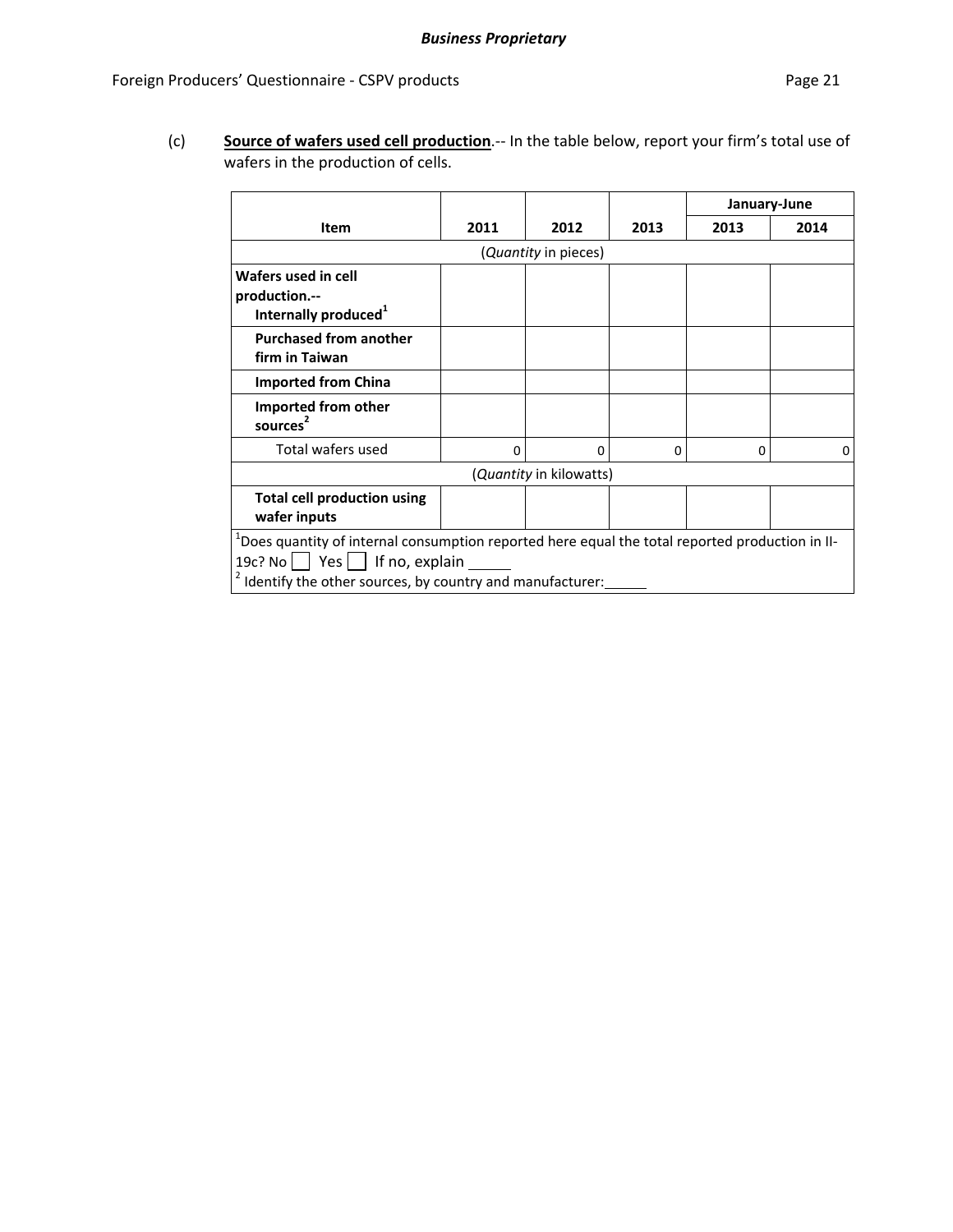(c) **Source of wafers used cell production**.-- In the table below, report your firm's total use of wafers in the production of cells.

| Item | 2011 | 2012 | 2013 | January-June 2013 | January-June 2014 |
|---|---|---|---|---|---|
| (*Quantity* in pieces) | | | | | |
| **Wafers used in cell production.--** **Internally produced**[1] | | | | | |
| **Purchased from another firm in Taiwan** | | | | | |
| **Imported from China** | | | | | |
| **Imported from other sources**[2] | | | | | |
| Total wafers used | 0 | 0 | 0 | 0 | 0 |
| (*Quantity* in kilowatts) | | | | | |
| **Total cell production using wafer inputs** | | | | | |

[1] Does quantity of internal consumption reported here equal the total reported production in II-19c? No ☐ Yes ☐ If no, explain ______

[2] Identify the other sources, by country and manufacturer: ______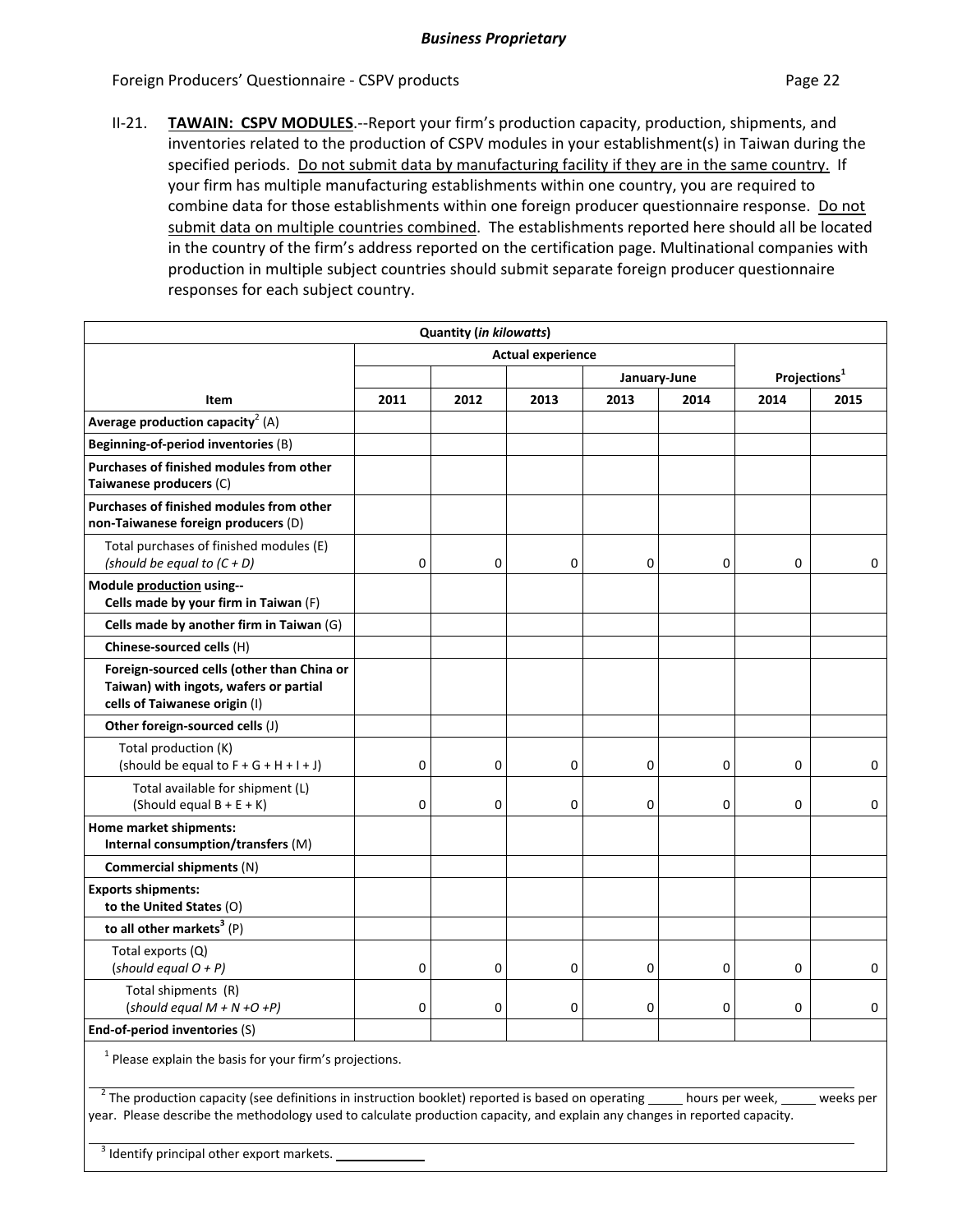***Business Proprietary***

II-21. **TAWAIN: CSPV MODULES**.--Report your firm's production capacity, production, shipments, and inventories related to the production of CSPV modules in your establishment(s) in Taiwan during the specified periods. Do not submit data by manufacturing facility if they are in the same country. If your firm has multiple manufacturing establishments within one country, you are required to combine data for those establishments within one foreign producer questionnaire response. Do not submit data on multiple countries combined. The establishments reported here should all be located in the country of the firm's address reported on the certification page. Multinational companies with production in multiple subject countries should submit separate foreign producer questionnaire responses for each subject country.

| Quantity (*in kilowatts*) | | | | | | | |
|---|---|---|---|---|---|---|---|
| | Actual experience | | | | | Projections[1] | |
| | | | | January-June | | | |
| **Item** | **2011** | **2012** | **2013** | **2013** | **2014** | **2014** | **2015** |
| **Average production capacity**[2] (A) | | | | | | | |
| **Beginning-of-period inventories** (B) | | | | | | | |
| **Purchases of finished modules from other Taiwanese producers** (C) | | | | | | | |
| **Purchases of finished modules from other non-Taiwanese foreign producers** (D) | | | | | | | |
| Total purchases of finished modules (E) *(should be equal to (C + D)* | 0 | 0 | 0 | 0 | 0 | 0 | 0 |
| **Module production using-- Cells made by your firm in Taiwan** (F) | | | | | | | |
| **Cells made by another firm in Taiwan** (G) | | | | | | | |
| **Chinese-sourced cells** (H) | | | | | | | |
| **Foreign-sourced cells (other than China or Taiwan) with ingots, wafers or partial cells of Taiwanese origin** (I) | | | | | | | |
| **Other foreign-sourced cells** (J) | | | | | | | |
| Total production (K) (should be equal to F + G + H + I + J) | 0 | 0 | 0 | 0 | 0 | 0 | 0 |
| Total available for shipment (L) (Should equal B + E + K) | 0 | 0 | 0 | 0 | 0 | 0 | 0 |
| **Home market shipments: Internal consumption/transfers** (M) | | | | | | | |
| **Commercial shipments** (N) | | | | | | | |
| **Exports shipments: to the United States** (O) | | | | | | | |
| **to all other markets**[3] (P) | | | | | | | |
| Total exports (Q) (*should equal O + P)* | 0 | 0 | 0 | 0 | 0 | 0 | 0 |
| Total shipments (R) (*should equal M + N +O +P)* | 0 | 0 | 0 | 0 | 0 | 0 | 0 |
| **End-of-period inventories** (S) | | | | | | | |

[1] Please explain the basis for your firm's projections.

[2] The production capacity (see definitions in instruction booklet) reported is based on operating _____ hours per week, _____ weeks per year. Please describe the methodology used to calculate production capacity, and explain any changes in reported capacity.

[3] Identify principal other export markets. _____________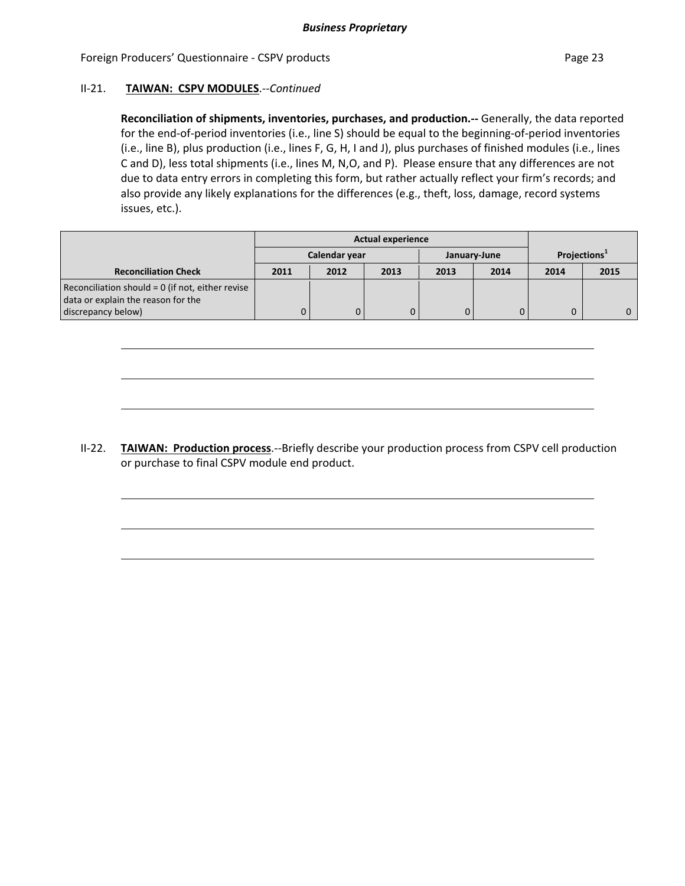II-21. **TAIWAN: CSPV MODULES**.--*Continued*

**Reconciliation of shipments, inventories, purchases, and production.--** Generally, the data reported for the end-of-period inventories (i.e., line S) should be equal to the beginning-of-period inventories (i.e., line B), plus production (i.e., lines F, G, H, I and J), plus purchases of finished modules (i.e., lines C and D), less total shipments (i.e., lines M, N,O, and P). Please ensure that any differences are not due to data entry errors in completing this form, but rather actually reflect your firm's records; and also provide any likely explanations for the differences (e.g., theft, loss, damage, record systems issues, etc.).

| | Actual experience | | | | | Projections[1] | |
|---|---|---|---|---|---|---|---|
| | Calendar year | | | January-June | | | |
| Reconciliation Check | 2011 | 2012 | 2013 | 2013 | 2014 | 2014 | 2015 |
| Reconciliation should = 0 (if not, either revise data or explain the reason for the discrepancy below) | 0 | 0 | 0 | 0 | 0 | 0 | 0 |

\_\_\_\_\_\_\_\_\_\_\_\_\_\_\_\_\_\_\_\_\_\_\_\_\_\_\_\_\_\_\_\_\_\_\_\_\_\_\_\_\_\_\_\_\_\_\_\_\_\_\_\_\_\_\_\_\_\_\_\_

\_\_\_\_\_\_\_\_\_\_\_\_\_\_\_\_\_\_\_\_\_\_\_\_\_\_\_\_\_\_\_\_\_\_\_\_\_\_\_\_\_\_\_\_\_\_\_\_\_\_\_\_\_\_\_\_\_\_\_\_

\_\_\_\_\_\_\_\_\_\_\_\_\_\_\_\_\_\_\_\_\_\_\_\_\_\_\_\_\_\_\_\_\_\_\_\_\_\_\_\_\_\_\_\_\_\_\_\_\_\_\_\_\_\_\_\_\_\_\_\_

II-22. **TAIWAN: Production process**.--Briefly describe your production process from CSPV cell production or purchase to final CSPV module end product.

\_\_\_\_\_\_\_\_\_\_\_\_\_\_\_\_\_\_\_\_\_\_\_\_\_\_\_\_\_\_\_\_\_\_\_\_\_\_\_\_\_\_\_\_\_\_\_\_\_\_\_\_\_\_\_\_\_\_\_\_

\_\_\_\_\_\_\_\_\_\_\_\_\_\_\_\_\_\_\_\_\_\_\_\_\_\_\_\_\_\_\_\_\_\_\_\_\_\_\_\_\_\_\_\_\_\_\_\_\_\_\_\_\_\_\_\_\_\_\_\_

\_\_\_\_\_\_\_\_\_\_\_\_\_\_\_\_\_\_\_\_\_\_\_\_\_\_\_\_\_\_\_\_\_\_\_\_\_\_\_\_\_\_\_\_\_\_\_\_\_\_\_\_\_\_\_\_\_\_\_\_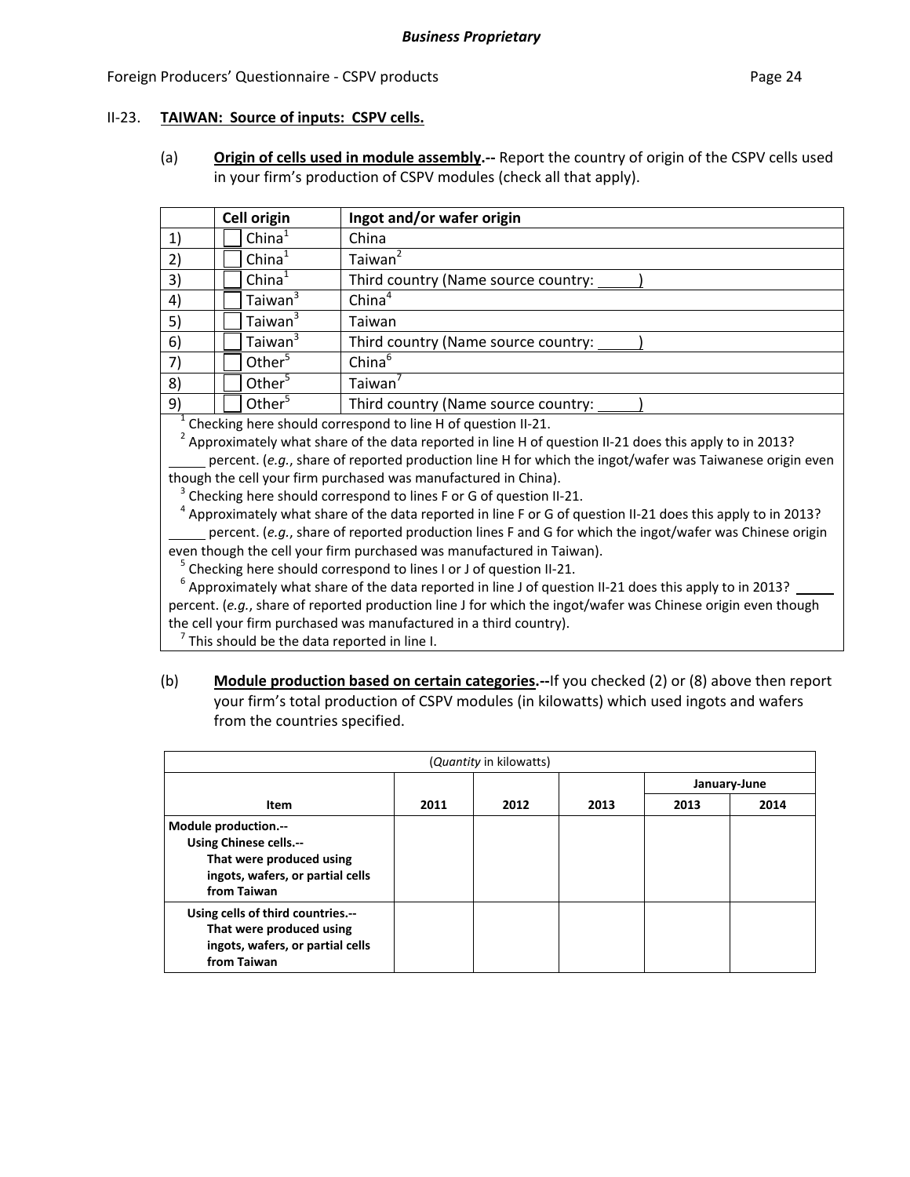**Business Proprietary**

II-23. **TAIWAN: Source of inputs: CSPV cells.**

(a) **Origin of cells used in module assembly.--** Report the country of origin of the CSPV cells used in your firm's production of CSPV modules (check all that apply).

| | Cell origin | Ingot and/or wafer origin |
|---|---|---|
| 1) | ☐ China[1] | China |
| 2) | ☐ China[1] | Taiwan[2] |
| 3) | ☐ China[1] | Third country (Name source country: _____) |
| 4) | ☐ Taiwan[3] | China[4] |
| 5) | ☐ Taiwan[3] | Taiwan |
| 6) | ☐ Taiwan[3] | Third country (Name source country: _____) |
| 7) | ☐ Other[5] | China[6] |
| 8) | ☐ Other[5] | Taiwan[7] |
| 9) | ☐ Other[5] | Third country (Name source country: _____) |

[1] Checking here should correspond to line H of question II-21.

[2] Approximately what share of the data reported in line H of question II-21 does this apply to in 2013? _____ percent. (*e.g.*, share of reported production line H for which the ingot/wafer was Taiwanese origin even though the cell your firm purchased was manufactured in China).

[3] Checking here should correspond to lines F or G of question II-21.

[4] Approximately what share of the data reported in line F or G of question II-21 does this apply to in 2013? _____ percent. (*e.g.*, share of reported production lines F and G for which the ingot/wafer was Chinese origin even though the cell your firm purchased was manufactured in Taiwan).

[5] Checking here should correspond to lines I or J of question II-21.

[6] Approximately what share of the data reported in line J of question II-21 does this apply to in 2013? _____ percent. (*e.g.*, share of reported production line J for which the ingot/wafer was Chinese origin even though the cell your firm purchased was manufactured in a third country).

[7] This should be the data reported in line I.

(b) **Module production based on certain categories.--**If you checked (2) or (8) above then report your firm's total production of CSPV modules (in kilowatts) which used ingots and wafers from the countries specified.

| (*Quantity* in kilowatts) | | | | | |
|---|---|---|---|---|---|
| | | | | January-June | |
| **Item** | **2011** | **2012** | **2013** | **2013** | **2014** |
| **Module production.--** **Using Chinese cells.--** **That were produced using ingots, wafers, or partial cells from Taiwan** | | | | | |
| **Using cells of third countries.--** **That were produced using ingots, wafers, or partial cells from Taiwan** | | | | | |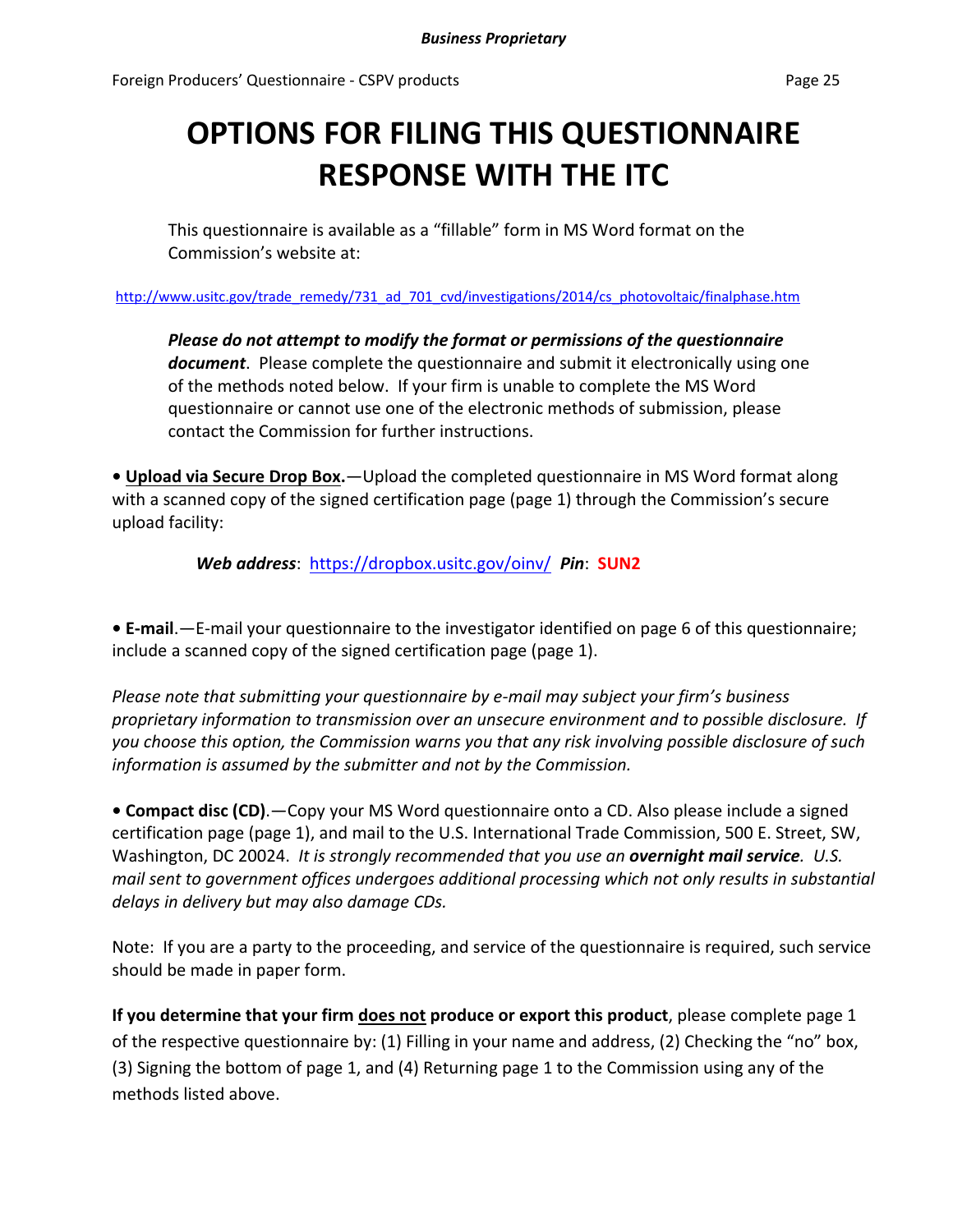# OPTIONS FOR FILING THIS QUESTIONNAIRE RESPONSE WITH THE ITC

This questionnaire is available as a "fillable" form in MS Word format on the Commission's website at:

http://www.usitc.gov/trade_remedy/731_ad_701_cvd/investigations/2014/cs_photovoltaic/finalphase.htm

***Please do not attempt to modify the format or permissions of the questionnaire document***. Please complete the questionnaire and submit it electronically using one of the methods noted below. If your firm is unable to complete the MS Word questionnaire or cannot use one of the electronic methods of submission, please contact the Commission for further instructions.

• **Upload via Secure Drop Box.**—Upload the completed questionnaire in MS Word format along with a scanned copy of the signed certification page (page 1) through the Commission's secure upload facility:

*Web address*: https://dropbox.usitc.gov/oinv/ ***Pin***: **SUN2**

• **E-mail**.—E-mail your questionnaire to the investigator identified on page 6 of this questionnaire; include a scanned copy of the signed certification page (page 1).

*Please note that submitting your questionnaire by e-mail may subject your firm's business proprietary information to transmission over an unsecure environment and to possible disclosure. If you choose this option, the Commission warns you that any risk involving possible disclosure of such information is assumed by the submitter and not by the Commission.*

• **Compact disc (CD)**.—Copy your MS Word questionnaire onto a CD. Also please include a signed certification page (page 1), and mail to the U.S. International Trade Commission, 500 E. Street, SW, Washington, DC 20024. *It is strongly recommended that you use an **overnight mail service**. U.S. mail sent to government offices undergoes additional processing which not only results in substantial delays in delivery but may also damage CDs.*

Note: If you are a party to the proceeding, and service of the questionnaire is required, such service should be made in paper form.

**If you determine that your firm does not produce or export this product**, please complete page 1 of the respective questionnaire by: (1) Filling in your name and address, (2) Checking the "no" box, (3) Signing the bottom of page 1, and (4) Returning page 1 to the Commission using any of the methods listed above.